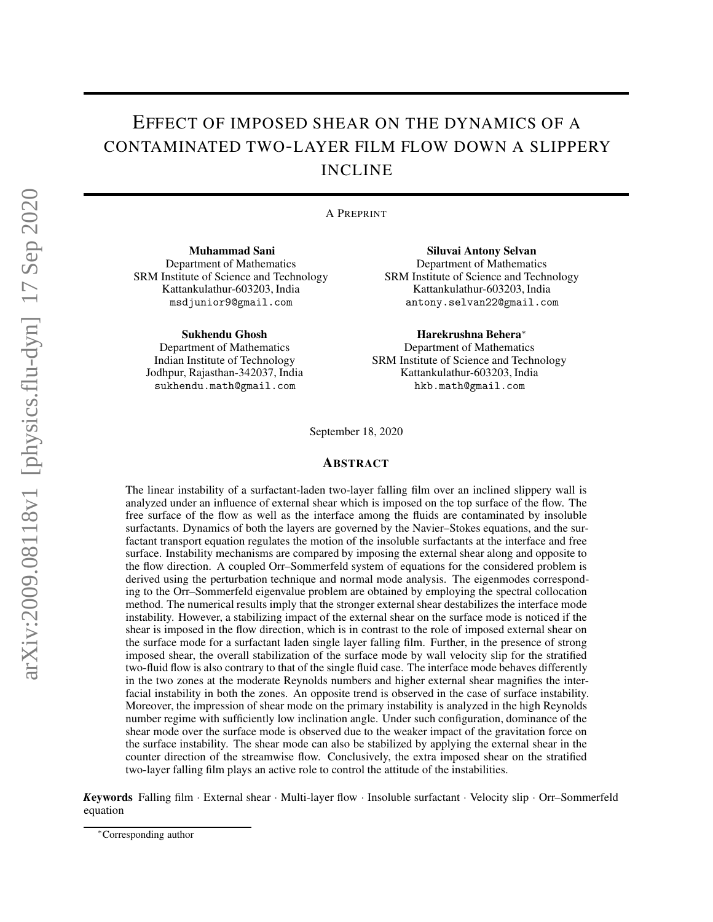# Effect of imposed shear on the dynamics of a contaminated two-layer film flow down a slippery incline

A Preprint

**Muhammad Sani**
Department of Mathematics
SRM Institute of Science and Technology
Kattankulathur-603203, India
msdjunior9@gmail.com

**Siluvai Antony Selvan**
Department of Mathematics
SRM Institute of Science and Technology
Kattankulathur-603203, India
antony.selvan22@gmail.com

**Sukhendu Ghosh**
Department of Mathematics
Indian Institute of Technology
Jodhpur, Rajasthan-342037, India
sukhendu.math@gmail.com

**Harekrushna Behera***
Department of Mathematics
SRM Institute of Science and Technology
Kattankulathur-603203, India
hkb.math@gmail.com

September 18, 2020

## Abstract

The linear instability of a surfactant-laden two-layer falling film over an inclined slippery wall is analyzed under an influence of external shear which is imposed on the top surface of the flow. The free surface of the flow as well as the interface among the fluids are contaminated by insoluble surfactants. Dynamics of both the layers are governed by the Navier–Stokes equations, and the surfactant transport equation regulates the motion of the insoluble surfactants at the interface and free surface. Instability mechanisms are compared by imposing the external shear along and opposite to the flow direction. A coupled Orr–Sommerfeld system of equations for the considered problem is derived using the perturbation technique and normal mode analysis. The eigenmodes corresponding to the Orr–Sommerfeld eigenvalue problem are obtained by employing the spectral collocation method. The numerical results imply that the stronger external shear destabilizes the interface mode instability. However, a stabilizing impact of the external shear on the surface mode is noticed if the shear is imposed in the flow direction, which is in contrast to the role of imposed external shear on the surface mode for a surfactant laden single layer falling film. Further, in the presence of strong imposed shear, the overall stabilization of the surface mode by wall velocity slip for the stratified two-fluid flow is also contrary to that of the single fluid case. The interface mode behaves differently in the two zones at the moderate Reynolds numbers and higher external shear magnifies the interfacial instability in both the zones. An opposite trend is observed in the case of surface instability. Moreover, the impression of shear mode on the primary instability is analyzed in the high Reynolds number regime with sufficiently low inclination angle. Under such configuration, dominance of the shear mode over the surface mode is observed due to the weaker impact of the gravitation force on the surface instability. The shear mode can also be stabilized by applying the external shear in the counter direction of the streamwise flow. Conclusively, the extra imposed shear on the stratified two-layer falling film plays an active role to control the attitude of the instabilities.

***Keywords*** Falling film · External shear · Multi-layer flow · Insoluble surfactant · Velocity slip · Orr–Sommerfeld equation

*Corresponding author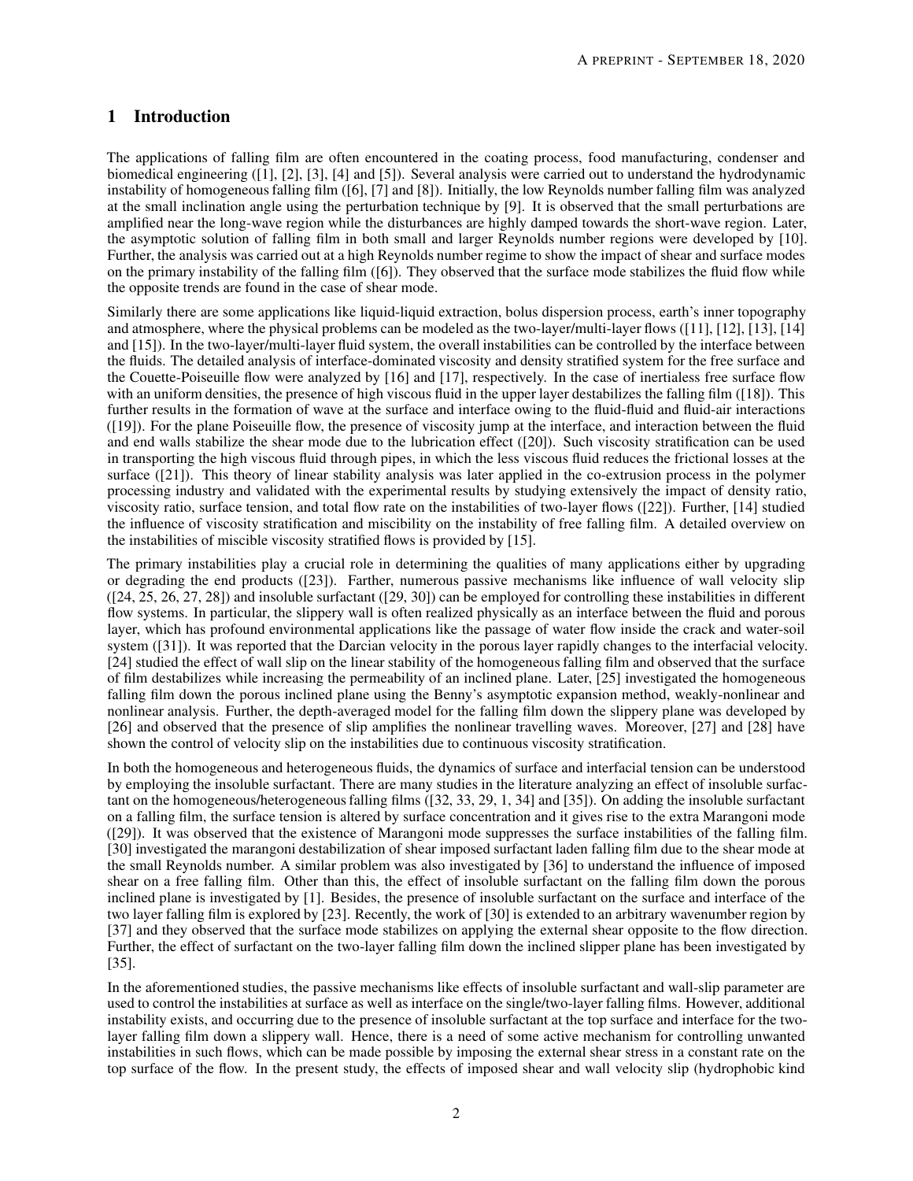# 1 Introduction

The applications of falling film are often encountered in the coating process, food manufacturing, condenser and biomedical engineering ([1], [2], [3], [4] and [5]). Several analysis were carried out to understand the hydrodynamic instability of homogeneous falling film ([6], [7] and [8]). Initially, the low Reynolds number falling film was analyzed at the small inclination angle using the perturbation technique by [9]. It is observed that the small perturbations are amplified near the long-wave region while the disturbances are highly damped towards the short-wave region. Later, the asymptotic solution of falling film in both small and larger Reynolds number regions were developed by [10]. Further, the analysis was carried out at a high Reynolds number regime to show the impact of shear and surface modes on the primary instability of the falling film ([6]). They observed that the surface mode stabilizes the fluid flow while the opposite trends are found in the case of shear mode.

Similarly there are some applications like liquid-liquid extraction, bolus dispersion process, earth's inner topography and atmosphere, where the physical problems can be modeled as the two-layer/multi-layer flows ([11], [12], [13], [14] and [15]). In the two-layer/multi-layer fluid system, the overall instabilities can be controlled by the interface between the fluids. The detailed analysis of interface-dominated viscosity and density stratified system for the free surface and the Couette-Poiseuille flow were analyzed by [16] and [17], respectively. In the case of inertialess free surface flow with an uniform densities, the presence of high viscous fluid in the upper layer destabilizes the falling film ([18]). This further results in the formation of wave at the surface and interface owing to the fluid-fluid and fluid-air interactions ([19]). For the plane Poiseuille flow, the presence of viscosity jump at the interface, and interaction between the fluid and end walls stabilize the shear mode due to the lubrication effect ([20]). Such viscosity stratification can be used in transporting the high viscous fluid through pipes, in which the less viscous fluid reduces the frictional losses at the surface ([21]). This theory of linear stability analysis was later applied in the co-extrusion process in the polymer processing industry and validated with the experimental results by studying extensively the impact of density ratio, viscosity ratio, surface tension, and total flow rate on the instabilities of two-layer flows ([22]). Further, [14] studied the influence of viscosity stratification and miscibility on the instability of free falling film. A detailed overview on the instabilities of miscible viscosity stratified flows is provided by [15].

The primary instabilities play a crucial role in determining the qualities of many applications either by upgrading or degrading the end products ([23]). Farther, numerous passive mechanisms like influence of wall velocity slip ([24, 25, 26, 27, 28]) and insoluble surfactant ([29, 30]) can be employed for controlling these instabilities in different flow systems. In particular, the slippery wall is often realized physically as an interface between the fluid and porous layer, which has profound environmental applications like the passage of water flow inside the crack and water-soil system ([31]). It was reported that the Darcian velocity in the porous layer rapidly changes to the interfacial velocity. [24] studied the effect of wall slip on the linear stability of the homogeneous falling film and observed that the surface of film destabilizes while increasing the permeability of an inclined plane. Later, [25] investigated the homogeneous falling film down the porous inclined plane using the Benny's asymptotic expansion method, weakly-nonlinear and nonlinear analysis. Further, the depth-averaged model for the falling film down the slippery plane was developed by [26] and observed that the presence of slip amplifies the nonlinear travelling waves. Moreover, [27] and [28] have shown the control of velocity slip on the instabilities due to continuous viscosity stratification.

In both the homogeneous and heterogeneous fluids, the dynamics of surface and interfacial tension can be understood by employing the insoluble surfactant. There are many studies in the literature analyzing an effect of insoluble surfactant on the homogeneous/heterogeneous falling films ([32, 33, 29, 1, 34] and [35]). On adding the insoluble surfactant on a falling film, the surface tension is altered by surface concentration and it gives rise to the extra Marangoni mode ([29]). It was observed that the existence of Marangoni mode suppresses the surface instabilities of the falling film. [30] investigated the marangoni destabilization of shear imposed surfactant laden falling film due to the shear mode at the small Reynolds number. A similar problem was also investigated by [36] to understand the influence of imposed shear on a free falling film. Other than this, the effect of insoluble surfactant on the falling film down the porous inclined plane is investigated by [1]. Besides, the presence of insoluble surfactant on the surface and interface of the two layer falling film is explored by [23]. Recently, the work of [30] is extended to an arbitrary wavenumber region by [37] and they observed that the surface mode stabilizes on applying the external shear opposite to the flow direction. Further, the effect of surfactant on the two-layer falling film down the inclined slipper plane has been investigated by [35].

In the aforementioned studies, the passive mechanisms like effects of insoluble surfactant and wall-slip parameter are used to control the instabilities at surface as well as interface on the single/two-layer falling films. However, additional instability exists, and occurring due to the presence of insoluble surfactant at the top surface and interface for the two-layer falling film down a slippery wall. Hence, there is a need of some active mechanism for controlling unwanted instabilities in such flows, which can be made possible by imposing the external shear stress in a constant rate on the top surface of the flow. In the present study, the effects of imposed shear and wall velocity slip (hydrophobic kind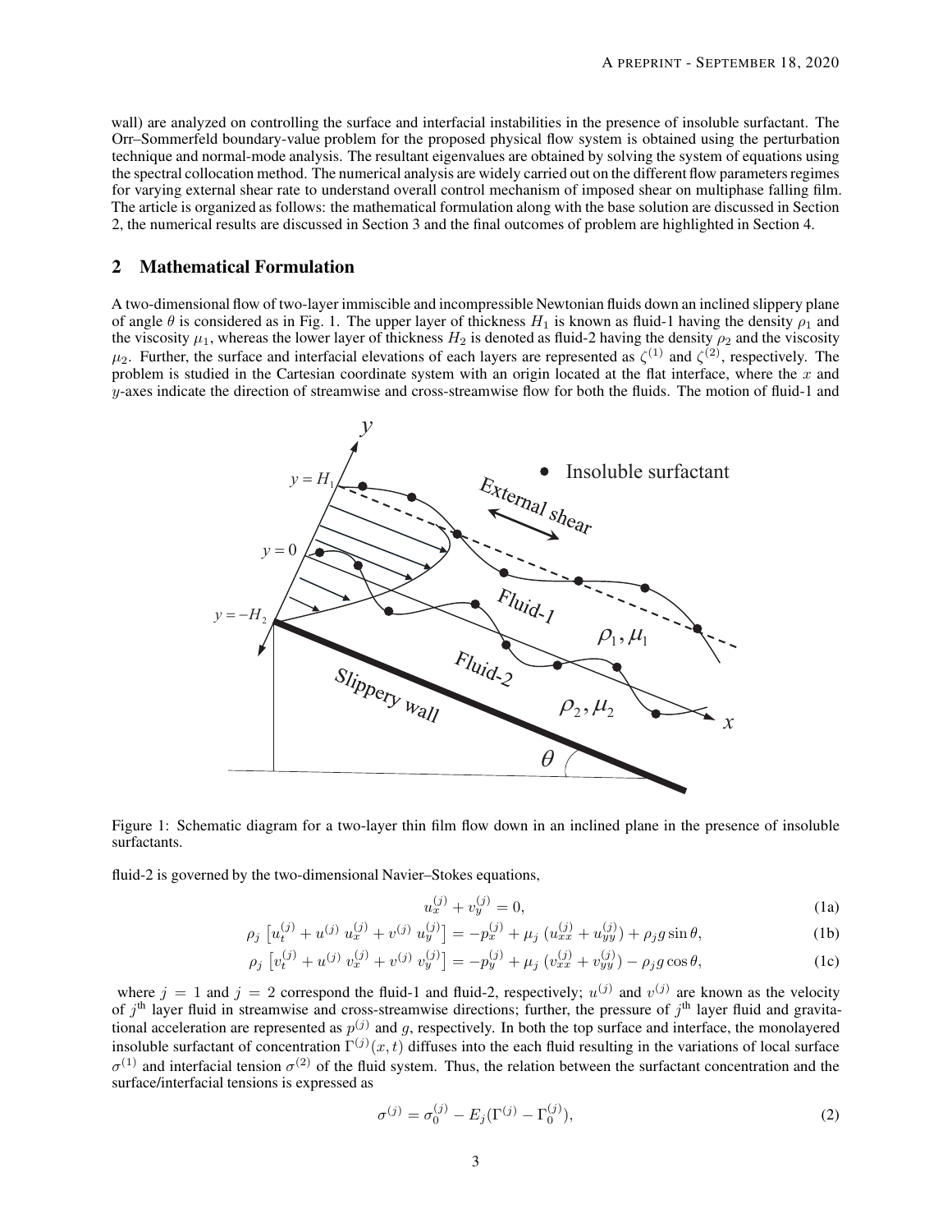wall) are analyzed on controlling the surface and interfacial instabilities in the presence of insoluble surfactant. The Orr–Sommerfeld boundary-value problem for the proposed physical flow system is obtained using the perturbation technique and normal-mode analysis. The resultant eigenvalues are obtained by solving the system of equations using the spectral collocation method. The numerical analysis are widely carried out on the different flow parameters regimes for varying external shear rate to understand overall control mechanism of imposed shear on multiphase falling film. The article is organized as follows: the mathematical formulation along with the base solution are discussed in Section 2, the numerical results are discussed in Section 3 and the final outcomes of problem are highlighted in Section 4.

## 2 Mathematical Formulation

A two-dimensional flow of two-layer immiscible and incompressible Newtonian fluids down an inclined slippery plane of angle $\theta$ is considered as in Fig. 1. The upper layer of thickness $H_1$ is known as fluid-1 having the density $\rho_1$ and the viscosity $\mu_1$, whereas the lower layer of thickness $H_2$ is denoted as fluid-2 having the density $\rho_2$ and the viscosity $\mu_2$. Further, the surface and interfacial elevations of each layers are represented as $\zeta^{(1)}$ and $\zeta^{(2)}$, respectively. The problem is studied in the Cartesian coordinate system with an origin located at the flat interface, where the $x$ and $y$-axes indicate the direction of streamwise and cross-streamwise flow for both the fluids. The motion of fluid-1 and fluid-2 is governed by the two-dimensional Navier–Stokes equations,

Figure 1: Schematic diagram for a two-layer thin film flow down in an inclined plane in the presence of insoluble surfactants.

$$u_x^{(j)} + v_y^{(j)} = 0, \tag{1a}$$

$$\rho_j \left[u_t^{(j)} + u^{(j)}\, u_x^{(j)} + v^{(j)}\, u_y^{(j)}\right] = -p_x^{(j)} + \mu_j\, (u_{xx}^{(j)} + u_{yy}^{(j)}) + \rho_j g \sin\theta, \tag{1b}$$

$$\rho_j \left[v_t^{(j)} + u^{(j)}\, v_x^{(j)} + v^{(j)}\, v_y^{(j)}\right] = -p_y^{(j)} + \mu_j\, (v_{xx}^{(j)} + v_{yy}^{(j)}) - \rho_j g \cos\theta, \tag{1c}$$

where $j = 1$ and $j = 2$ correspond the fluid-1 and fluid-2, respectively; $u^{(j)}$ and $v^{(j)}$ are known as the velocity of $j^{\text{th}}$ layer fluid in streamwise and cross-streamwise directions; further, the pressure of $j^{\text{th}}$ layer fluid and gravitational acceleration are represented as $p^{(j)}$ and $g$, respectively. In both the top surface and interface, the monolayered insoluble surfactant of concentration $\Gamma^{(j)}(x,t)$ diffuses into the each fluid resulting in the variations of local surface $\sigma^{(1)}$ and interfacial tension $\sigma^{(2)}$ of the fluid system. Thus, the relation between the surfactant concentration and the surface/interfacial tensions is expressed as

$$\sigma^{(j)} = \sigma_0^{(j)} - E_j(\Gamma^{(j)} - \Gamma_0^{(j)}), \tag{2}$$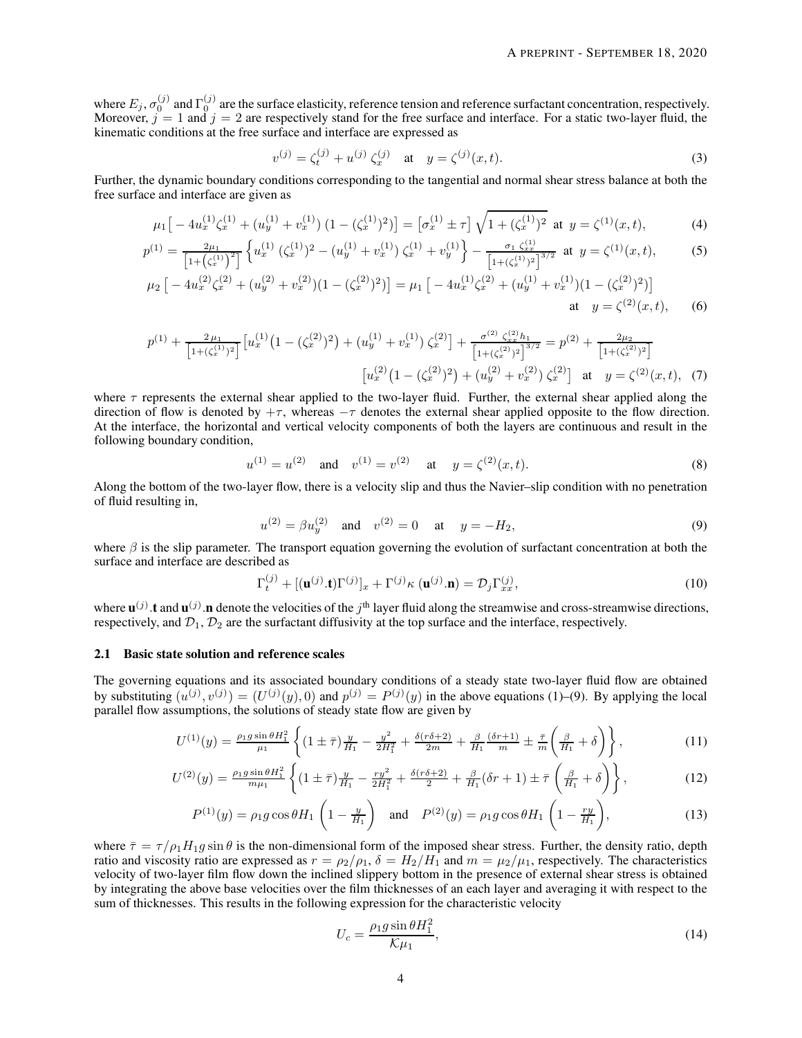where $E_j$, $\sigma_0^{(j)}$ and $\Gamma_0^{(j)}$ are the surface elasticity, reference tension and reference surfactant concentration, respectively. Moreover, $j = 1$ and $j = 2$ are respectively stand for the free surface and interface. For a static two-layer fluid, the kinematic conditions at the free surface and interface are expressed as

$$v^{(j)} = \zeta_t^{(j)} + u^{(j)}\, \zeta_x^{(j)} \quad \text{at} \quad y = \zeta^{(j)}(x,t). \tag{3}$$

Further, the dynamic boundary conditions corresponding to the tangential and normal shear stress balance at both the free surface and interface are given as

$$\mu_1\big[-4u_x^{(1)}\zeta_x^{(1)} + (u_y^{(1)} + v_x^{(1)})\,(1-(\zeta_x^{(1)})^2)\big] = \big[\sigma_x^{(1)} \pm \tau\big]\sqrt{1+(\zeta_x^{(1)})^2} \;\text{ at }\; y = \zeta^{(1)}(x,t), \tag{4}$$

$$p^{(1)} = \frac{2\mu_1}{\left[1+\left(\zeta_x^{(1)}\right)^2\right]}\left\{u_x^{(1)}\,(\zeta_x^{(1)})^2 - (u_y^{(1)} + v_x^{(1)})\,\zeta_x^{(1)} + v_y^{(1)}\right\} - \frac{\sigma_1\,\zeta_{xx}^{(1)}}{\left[1+(\zeta_x^{(1)})^2\right]^{3/2}} \;\text{ at }\; y = \zeta^{(1)}(x,t), \tag{5}$$

$$\mu_2\left[-4u_x^{(2)}\zeta_x^{(2)} + (u_y^{(2)} + v_x^{(2)})(1-(\zeta_x^{(2)})^2)\right] = \mu_1\left[-4u_x^{(1)}\zeta_x^{(2)} + (u_y^{(1)} + v_x^{(1)})(1-(\zeta_x^{(2)})^2)\right] \quad \text{at} \quad y = \zeta^{(2)}(x,t), \tag{6}$$

$$p^{(1)} + \frac{2\mu_1}{\left[1+(\zeta_x^{(1)})^2\right]}\left[u_x^{(1)}\big(1-(\zeta_x^{(2)})^2\big) + (u_y^{(1)} + v_x^{(1)})\,\zeta_x^{(2)}\right] + \frac{\sigma^{(2)}\,\zeta_{xx}^{(2)} h_1}{\left[1+(\zeta_x^{(2)})^2\right]^{3/2}} = p^{(2)} + \frac{2\mu_2}{\left[1+(\zeta_x^{(2)})^2\right]}\left[u_x^{(2)}\big(1-(\zeta_x^{(2)})^2\big) + (u_y^{(2)} + v_x^{(2)})\,\zeta_x^{(2)}\right] \quad \text{at} \quad y = \zeta^{(2)}(x,t), \tag{7}$$

where $\tau$ represents the external shear applied to the two-layer fluid. Further, the external shear applied along the direction of flow is denoted by $+\tau$, whereas $-\tau$ denotes the external shear applied opposite to the flow direction. At the interface, the horizontal and vertical velocity components of both the layers are continuous and result in the following boundary condition,

$$u^{(1)} = u^{(2)} \quad \text{and} \quad v^{(1)} = v^{(2)} \quad \text{at} \quad y = \zeta^{(2)}(x,t). \tag{8}$$

Along the bottom of the two-layer flow, there is a velocity slip and thus the Navier–slip condition with no penetration of fluid resulting in,

$$u^{(2)} = \beta u_y^{(2)} \quad \text{and} \quad v^{(2)} = 0 \quad \text{at} \quad y = -H_2, \tag{9}$$

where $\beta$ is the slip parameter. The transport equation governing the evolution of surfactant concentration at both the surface and interface are described as

$$\Gamma_t^{(j)} + [(\mathbf{u}^{(j)}.\mathbf{t})\Gamma^{(j)}]_x + \Gamma^{(j)}\kappa\,(\mathbf{u}^{(j)}.\mathbf{n}) = \mathcal{D}_j\Gamma_{xx}^{(j)}, \tag{10}$$

where $\mathbf{u}^{(j)}.\mathbf{t}$ and $\mathbf{u}^{(j)}.\mathbf{n}$ denote the velocities of the $j^{\text{th}}$ layer fluid along the streamwise and cross-streamwise directions, respectively, and $\mathcal{D}_1$, $\mathcal{D}_2$ are the surfactant diffusivity at the top surface and the interface, respectively.

### 2.1 Basic state solution and reference scales

The governing equations and its associated boundary conditions of a steady state two-layer fluid flow are obtained by substituting $(u^{(j)}, v^{(j)}) = (U^{(j)}(y), 0)$ and $p^{(j)} = P^{(j)}(y)$ in the above equations (1)–(9). By applying the local parallel flow assumptions, the solutions of steady state flow are given by

$$U^{(1)}(y) = \frac{\rho_1 g \sin\theta H_1^2}{\mu_1}\left\{(1\pm\bar{\tau})\frac{y}{H_1} - \frac{y^2}{2H_1^2} + \frac{\delta(r\delta+2)}{2m} + \frac{\beta}{H_1}\frac{(\delta r+1)}{m} \pm \frac{\bar{\tau}}{m}\left(\frac{\beta}{H_1} + \delta\right)\right\}, \tag{11}$$

$$U^{(2)}(y) = \frac{\rho_1 g \sin\theta H_1^2}{m\mu_1}\left\{(1\pm\bar{\tau})\frac{y}{H_1} - \frac{ry^2}{2H_1^2} + \frac{\delta(r\delta+2)}{2} + \frac{\beta}{H_1}(\delta r+1) \pm \bar{\tau}\left(\frac{\beta}{H_1} + \delta\right)\right\}, \tag{12}$$

$$P^{(1)}(y) = \rho_1 g \cos\theta H_1\left(1 - \frac{y}{H_1}\right) \quad \text{and} \quad P^{(2)}(y) = \rho_1 g \cos\theta H_1\left(1 - \frac{ry}{H_1}\right), \tag{13}$$

where $\bar{\tau} = \tau/\rho_1 H_1 g \sin\theta$ is the non-dimensional form of the imposed shear stress. Further, the density ratio, depth ratio and viscosity ratio are expressed as $r = \rho_2/\rho_1$, $\delta = H_2/H_1$ and $m = \mu_2/\mu_1$, respectively. The characteristics velocity of two-layer film flow down the inclined slippery bottom in the presence of external shear stress is obtained by integrating the above base velocities over the film thicknesses of an each layer and averaging it with respect to the sum of thicknesses. This results in the following expression for the characteristic velocity

$$U_c = \frac{\rho_1 g \sin\theta H_1^2}{\mathcal{K}\mu_1}, \tag{14}$$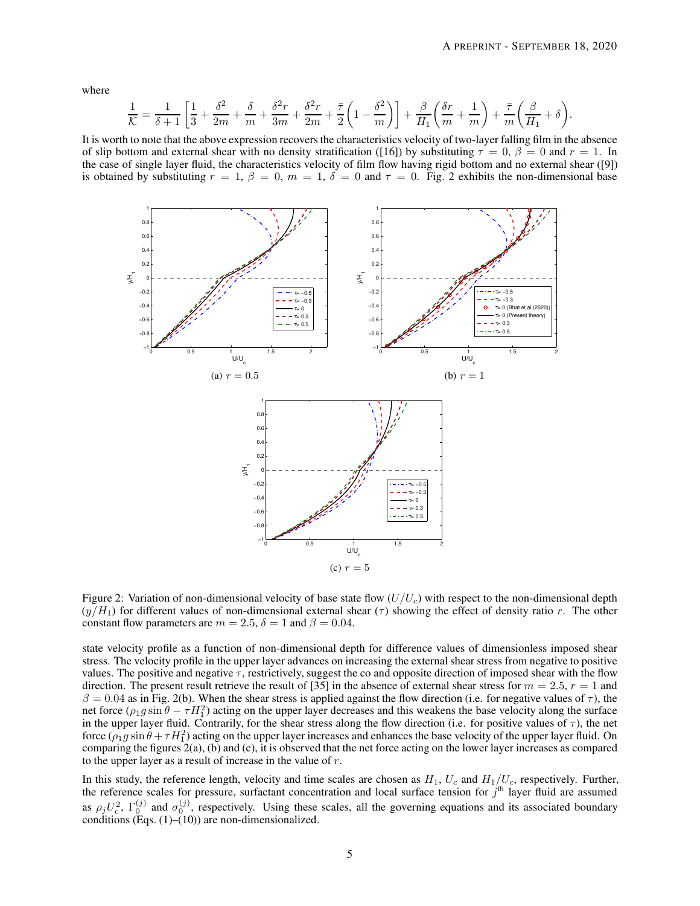where

$$\frac{1}{\mathcal{K}} = \frac{1}{\delta+1}\left[\frac{1}{3} + \frac{\delta^2}{2m} + \frac{\delta}{m} + \frac{\delta^2 r}{3m} + \frac{\delta^2 r}{2m} + \frac{\bar{\tau}}{2}\left(1 - \frac{\delta^2}{m}\right)\right] + \frac{\beta}{H_1}\left(\frac{\delta r}{m} + \frac{1}{m}\right) + \frac{\bar{\tau}}{m}\left(\frac{\beta}{H_1} + \delta\right).$$

It is worth to note that the above expression recovers the characteristics velocity of two-layer falling film in the absence of slip bottom and external shear with no density stratification ([16]) by substituting $\tau = 0$, $\beta = 0$ and $r = 1$. In the case of single layer fluid, the characteristics velocity of film flow having rigid bottom and no external shear ([9]) is obtained by substituting $r = 1$, $\beta = 0$, $m = 1$, $\delta = 0$ and $\tau = 0$. Fig. 2 exhibits the non-dimensional base state velocity profile as a function of non-dimensional depth for difference values of dimensionless imposed shear stress. The velocity profile in the upper layer advances on increasing the external shear stress from negative to positive values. The positive and negative $\tau$, restrictively, suggest the co and opposite direction of imposed shear with the flow direction. The present result retrieve the result of [35] in the absence of external shear stress for $m = 2.5$, $r = 1$ and $\beta = 0.04$ as in Fig. 2(b). When the shear stress is applied against the flow direction (i.e. for negative values of $\tau$), the net force ($\rho_1 g \sin\theta - \tau H_1^2$) acting on the upper layer decreases and this weakens the base velocity along the surface in the upper layer fluid. Contrarily, for the shear stress along the flow direction (i.e. for positive values of $\tau$), the net force ($\rho_1 g \sin\theta + \tau H_1^2$) acting on the upper layer increases and enhances the base velocity of the upper layer fluid. On comparing the figures 2(a), (b) and (c), it is observed that the net force acting on the lower layer increases as compared to the upper layer as a result of increase in the value of $r$.

(a) $r = 0.5$

(b) $r = 1$

(c) $r = 5$

Figure 2: Variation of non-dimensional velocity of base state flow ($U/U_c$) with respect to the non-dimensional depth ($y/H_1$) for different values of non-dimensional external shear ($\tau$) showing the effect of density ratio $r$. The other constant flow parameters are $m = 2.5$, $\delta = 1$ and $\beta = 0.04$.

In this study, the reference length, velocity and time scales are chosen as $H_1$, $U_c$ and $H_1/U_c$, respectively. Further, the reference scales for pressure, surfactant concentration and local surface tension for $j^{\text{th}}$ layer fluid are assumed as $\rho_j U_c^2$, $\Gamma_0^{(j)}$ and $\sigma_0^{(j)}$, respectively. Using these scales, all the governing equations and its associated boundary conditions (Eqs. (1)–(10)) are non-dimensionalized.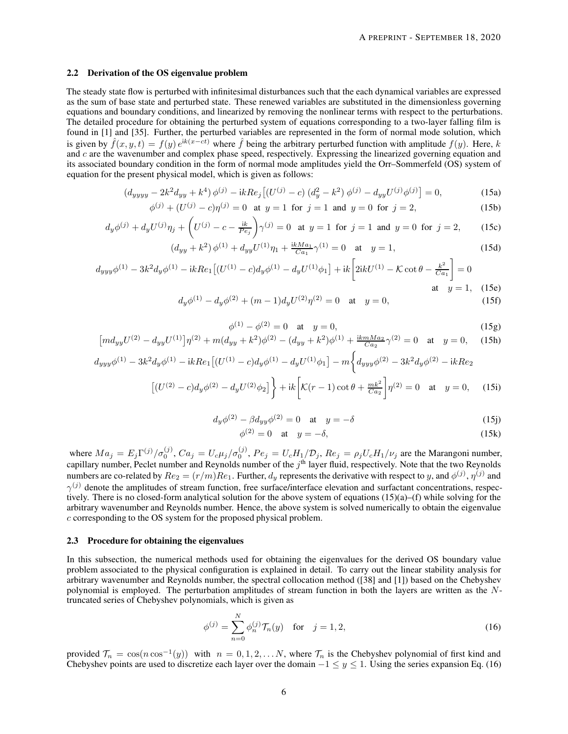### 2.2 Derivation of the OS eigenvalue problem

The steady state flow is perturbed with infinitesimal disturbances such that the each dynamical variables are expressed as the sum of base state and perturbed state. These renewed variables are substituted in the dimensionless governing equations and boundary conditions, and linearized by removing the nonlinear terms with respect to the perturbations. The detailed procedure for obtaining the perturbed system of equations corresponding to a two-layer falling film is found in [1] and [35]. Further, the perturbed variables are represented in the form of normal mode solution, which is given by $\hat{f}(x, y, t) = f(y)\, e^{\mathrm{i}k(x-ct)}$ where $\hat{f}$ being the arbitrary perturbed function with amplitude $f(y)$. Here, $k$ and $c$ are the wavenumber and complex phase speed, respectively. Expressing the linearized governing equation and its associated boundary condition in the form of normal mode amplitudes yield the Orr–Sommerfeld (OS) system of equation for the present physical model, which is given as follows:

$$(d_{yyyy} - 2k^2 d_{yy} + k^4)\,\phi^{(j)} - \mathrm{i}kRe_j\big[(U^{(j)} - c)\,(d_y^2 - k^2)\,\phi^{(j)} - d_{yy}U^{(j)}\phi^{(j)}\big] = 0, \tag{15a}$$

$$\phi^{(j)} + (U^{(j)} - c)\eta^{(j)} = 0 \quad \text{at } y = 1 \text{ for } j = 1 \text{ and } y = 0 \text{ for } j = 2, \tag{15b}$$

$$d_y\phi^{(j)} + d_yU^{(j)}\eta_j + \left(U^{(j)} - c - \tfrac{\mathrm{i}k}{Pe_j}\right)\gamma^{(j)} = 0 \quad \text{at } y = 1 \text{ for } j = 1 \text{ and } y = 0 \text{ for } j = 2, \tag{15c}$$

$$(d_{yy} + k^2)\,\phi^{(1)} + d_{yy}U^{(1)}\eta_1 + \tfrac{\mathrm{i}kMa_1}{Ca_1}\gamma^{(1)} = 0 \quad \text{at} \quad y = 1, \tag{15d}$$

$$d_{yyy}\phi^{(1)} - 3k^2 d_y\phi^{(1)} - \mathrm{i}kRe_1\big[(U^{(1)} - c)d_y\phi^{(1)} - d_yU^{(1)}\phi_1\big] + \mathrm{i}k\left[2\mathrm{i}kU^{(1)} - \mathcal{K}\cot\theta - \tfrac{k^2}{Ca_1}\right] = 0 \quad \text{at} \quad y = 1, \tag{15e}$$

$$d_y\phi^{(1)} - d_y\phi^{(2)} + (m - 1)d_yU^{(2)}\eta^{(2)} = 0 \quad \text{at} \quad y = 0, \tag{15f}$$

$$\phi^{(1)} - \phi^{(2)} = 0 \quad \text{at} \quad y = 0, \tag{15g}$$

$$\big[md_{yy}U^{(2)} - d_{yy}U^{(1)}\big]\eta^{(2)} + m(d_{yy} + k^2)\phi^{(2)} - (d_{yy} + k^2)\phi^{(1)} + \tfrac{\mathrm{i}kmMa_2}{Ca_2}\gamma^{(2)} = 0 \quad \text{at} \quad y = 0, \tag{15h}$$

$$d_{yyy}\phi^{(1)} - 3k^2 d_y\phi^{(1)} - \mathrm{i}kRe_1\big[(U^{(1)} - c)d_y\phi^{(1)} - d_yU^{(1)}\phi_1\big] - m\Big\{d_{yyy}\phi^{(2)} - 3k^2 d_y\phi^{(2)} - \mathrm{i}kRe_2 \big[(U^{(2)} - c)d_y\phi^{(2)} - d_yU^{(2)}\phi_2\big]\Big\} + \mathrm{i}k\left[\mathcal{K}(r - 1)\cot\theta + \tfrac{mk^2}{Ca_2}\right]\eta^{(2)} = 0 \quad \text{at} \quad y = 0, \tag{15i}$$

$$d_y\phi^{(2)} - \beta d_{yy}\phi^{(2)} = 0 \quad \text{at} \quad y = -\delta \tag{15j}$$

$$\phi^{(2)} = 0 \quad \text{at} \quad y = -\delta, \tag{15k}$$

where $Ma_j = E_j\Gamma^{(j)}/\sigma_0^{(j)}$, $Ca_j = U_c\mu_j/\sigma_0^{(j)}$, $Pe_j = U_cH_1/\mathcal{D}_j$, $Re_j = \rho_jU_cH_1/\nu_j$ are the Marangoni number, capillary number, Peclet number and Reynolds number of the $j^{\text{th}}$ layer fluid, respectively. Note that the two Reynolds numbers are co-related by $Re_2 = (r/m)Re_1$. Further, $d_y$ represents the derivative with respect to $y$, and $\phi^{(j)}$, $\eta^{(j)}$ and $\gamma^{(j)}$ denote the amplitudes of stream function, free surface/interface elevation and surfactant concentrations, respectively. There is no closed-form analytical solution for the above system of equations (15)(a)–(f) while solving for the arbitrary wavenumber and Reynolds number. Hence, the above system is solved numerically to obtain the eigenvalue $c$ corresponding to the OS system for the proposed physical problem.

### 2.3 Procedure for obtaining the eigenvalues

In this subsection, the numerical methods used for obtaining the eigenvalues for the derived OS boundary value problem associated to the physical configuration is explained in detail. To carry out the linear stability analysis for arbitrary wavenumber and Reynolds number, the spectral collocation method ([38] and [1]) based on the Chebyshev polynomial is employed. The perturbation amplitudes of stream function in both the layers are written as the $N$-truncated series of Chebyshev polynomials, which is given as

$$\phi^{(j)} = \sum_{n=0}^{N} \phi_n^{(j)}\mathcal{T}_n(y) \quad \text{for} \quad j = 1, 2, \tag{16}$$

provided $\mathcal{T}_n = \cos(n\cos^{-1}(y))$ with $n = 0, 1, 2, \ldots N$, where $\mathcal{T}_n$ is the Chebyshev polynomial of first kind and Chebyshev points are used to discretize each layer over the domain $-1 \leq y \leq 1$. Using the series expansion Eq. (16)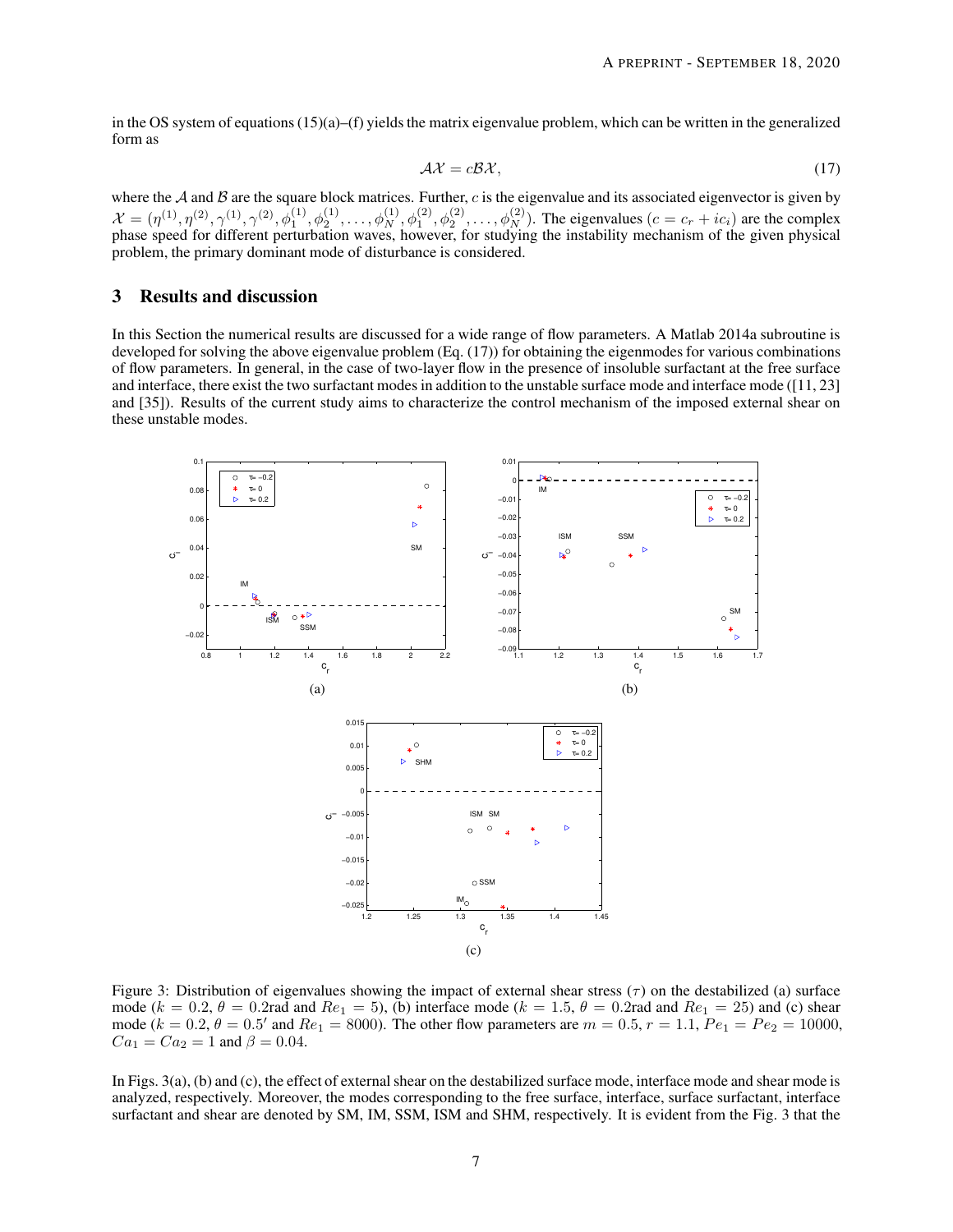in the OS system of equations (15)(a)–(f) yields the matrix eigenvalue problem, which can be written in the generalized form as

$$\mathcal{A}\mathcal{X} = c\mathcal{B}\mathcal{X}, \tag{17}$$

where the $\mathcal{A}$ and $\mathcal{B}$ are the square block matrices. Further, $c$ is the eigenvalue and its associated eigenvector is given by $\mathcal{X} = (\eta^{(1)}, \eta^{(2)}, \gamma^{(1)}, \gamma^{(2)}, \phi_1^{(1)}, \phi_2^{(1)}, \ldots, \phi_N^{(1)}, \phi_1^{(2)}, \phi_2^{(2)}, \ldots, \phi_N^{(2)})$. The eigenvalues ($c = c_r + ic_i$) are the complex phase speed for different perturbation waves, however, for studying the instability mechanism of the given physical problem, the primary dominant mode of disturbance is considered.

## 3 Results and discussion

In this Section the numerical results are discussed for a wide range of flow parameters. A Matlab 2014a subroutine is developed for solving the above eigenvalue problem (Eq. (17)) for obtaining the eigenmodes for various combinations of flow parameters. In general, in the case of two-layer flow in the presence of insoluble surfactant at the free surface and interface, there exist the two surfactant modes in addition to the unstable surface mode and interface mode ([11, 23] and [35]). Results of the current study aims to characterize the control mechanism of the imposed external shear on these unstable modes.

Figure 3: Distribution of eigenvalues showing the impact of external shear stress ($\tau$) on the destabilized (a) surface mode ($k = 0.2$, $\theta = 0.2$rad and $Re_1 = 5$), (b) interface mode ($k = 1.5$, $\theta = 0.2$rad and $Re_1 = 25$) and (c) shear mode ($k = 0.2$, $\theta = 0.5'$ and $Re_1 = 8000$). The other flow parameters are $m = 0.5$, $r = 1.1$, $Pe_1 = Pe_2 = 10000$, $Ca_1 = Ca_2 = 1$ and $\beta = 0.04$.

In Figs. 3(a), (b) and (c), the effect of external shear on the destabilized surface mode, interface mode and shear mode is analyzed, respectively. Moreover, the modes corresponding to the free surface, interface, surface surfactant, interface surfactant and shear are denoted by SM, IM, SSM, ISM and SHM, respectively. It is evident from the Fig. 3 that the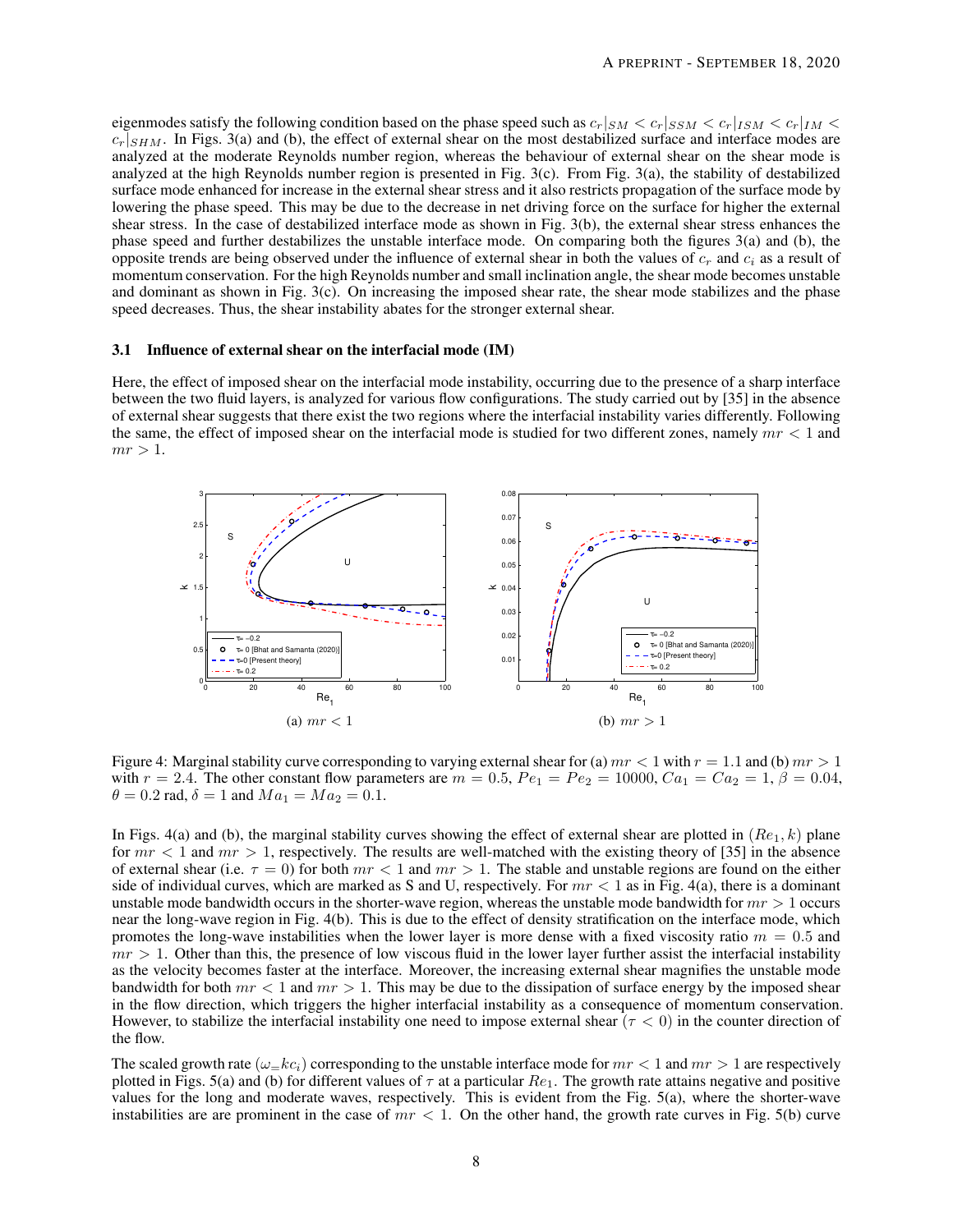eigenmodes satisfy the following condition based on the phase speed such as $c_r|_{SM} < c_r|_{SSM} < c_r|_{ISM} < c_r|_{IM} < c_r|_{SHM}$. In Figs. 3(a) and (b), the effect of external shear on the most destabilized surface and interface modes are analyzed at the moderate Reynolds number region, whereas the behaviour of external shear on the shear mode is analyzed at the high Reynolds number region is presented in Fig. 3(c). From Fig. 3(a), the stability of destabilized surface mode enhanced for increase in the external shear stress and it also restricts propagation of the surface mode by lowering the phase speed. This may be due to the decrease in net driving force on the surface for higher the external shear stress. In the case of destabilized interface mode as shown in Fig. 3(b), the external shear stress enhances the phase speed and further destabilizes the unstable interface mode. On comparing both the figures 3(a) and (b), the opposite trends are being observed under the influence of external shear in both the values of $c_r$ and $c_i$ as a result of momentum conservation. For the high Reynolds number and small inclination angle, the shear mode becomes unstable and dominant as shown in Fig. 3(c). On increasing the imposed shear rate, the shear mode stabilizes and the phase speed decreases. Thus, the shear instability abates for the stronger external shear.

### 3.1 Influence of external shear on the interfacial mode (IM)

Here, the effect of imposed shear on the interfacial mode instability, occurring due to the presence of a sharp interface between the two fluid layers, is analyzed for various flow configurations. The study carried out by [35] in the absence of external shear suggests that there exist the two regions where the interfacial instability varies differently. Following the same, the effect of imposed shear on the interfacial mode is studied for two different zones, namely $mr < 1$ and $mr > 1$.

(a) $mr < 1$

(b) $mr > 1$

Figure 4: Marginal stability curve corresponding to varying external shear for (a) $mr < 1$ with $r = 1.1$ and (b) $mr > 1$ with $r = 2.4$. The other constant flow parameters are $m = 0.5$, $Pe_1 = Pe_2 = 10000$, $Ca_1 = Ca_2 = 1$, $\beta = 0.04$, $\theta = 0.2$ rad, $\delta = 1$ and $Ma_1 = Ma_2 = 0.1$.

In Figs. 4(a) and (b), the marginal stability curves showing the effect of external shear are plotted in $(Re_1, k)$ plane for $mr < 1$ and $mr > 1$, respectively. The results are well-matched with the existing theory of [35] in the absence of external shear (i.e. $\tau = 0$) for both $mr < 1$ and $mr > 1$. The stable and unstable regions are found on the either side of individual curves, which are marked as S and U, respectively. For $mr < 1$ as in Fig. 4(a), there is a dominant unstable mode bandwidth occurs in the shorter-wave region, whereas the unstable mode bandwidth for $mr > 1$ occurs near the long-wave region in Fig. 4(b). This is due to the effect of density stratification on the interface mode, which promotes the long-wave instabilities when the lower layer is more dense with a fixed viscosity ratio $m = 0.5$ and $mr > 1$. Other than this, the presence of low viscous fluid in the lower layer further assist the interfacial instability as the velocity becomes faster at the interface. Moreover, the increasing external shear magnifies the unstable mode bandwidth for both $mr < 1$ and $mr > 1$. This may be due to the dissipation of surface energy by the imposed shear in the flow direction, which triggers the higher interfacial instability as a consequence of momentum conservation. However, to stabilize the interfacial instability one need to impose external shear ($\tau < 0$) in the counter direction of the flow.

The scaled growth rate ($\omega_= kc_i$) corresponding to the unstable interface mode for $mr < 1$ and $mr > 1$ are respectively plotted in Figs. 5(a) and (b) for different values of $\tau$ at a particular $Re_1$. The growth rate attains negative and positive values for the long and moderate waves, respectively. This is evident from the Fig. 5(a), where the shorter-wave instabilities are are prominent in the case of $mr < 1$. On the other hand, the growth rate curves in Fig. 5(b) curve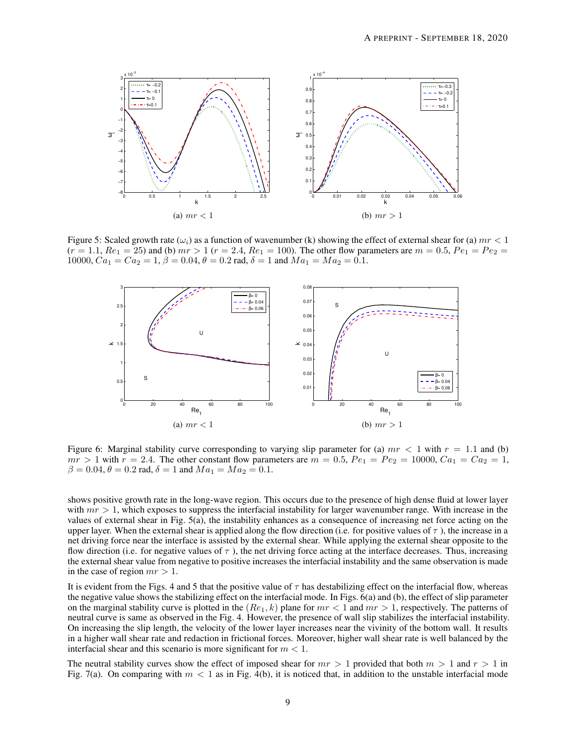(a) $mr < 1$

(b) $mr > 1$

Figure 5: Scaled growth rate ($\omega_i$) as a function of wavenumber (k) showing the effect of external shear for (a) $mr < 1$ ($r = 1.1$, $Re_1 = 25$) and (b) $mr > 1$ ($r = 2.4$, $Re_1 = 100$). The other flow parameters are $m = 0.5$, $Pe_1 = Pe_2 = 10000$, $Ca_1 = Ca_2 = 1$, $\beta = 0.04$, $\theta = 0.2$ rad, $\delta = 1$ and $Ma_1 = Ma_2 = 0.1$.

(a) $mr < 1$

(b) $mr > 1$

Figure 6: Marginal stability curve corresponding to varying slip parameter for (a) $mr < 1$ with $r = 1.1$ and (b) $mr > 1$ with $r = 2.4$. The other constant flow parameters are $m = 0.5$, $Pe_1 = Pe_2 = 10000$, $Ca_1 = Ca_2 = 1$, $\beta = 0.04$, $\theta = 0.2$ rad, $\delta = 1$ and $Ma_1 = Ma_2 = 0.1$.

shows positive growth rate in the long-wave region. This occurs due to the presence of high dense fluid at lower layer with $mr > 1$, which exposes to suppress the interfacial instability for larger wavenumber range. With increase in the values of external shear in Fig. 5(a), the instability enhances as a consequence of increasing net force acting on the upper layer. When the external shear is applied along the flow direction (i.e. for positive values of $\tau$ ), the increase in a net driving force near the interface is assisted by the external shear. While applying the external shear opposite to the flow direction (i.e. for negative values of $\tau$ ), the net driving force acting at the interface decreases. Thus, increasing the external shear value from negative to positive increases the interfacial instability and the same observation is made in the case of region $mr > 1$.

It is evident from the Figs. 4 and 5 that the positive value of $\tau$ has destabilizing effect on the interfacial flow, whereas the negative value shows the stabilizing effect on the interfacial mode. In Figs. 6(a) and (b), the effect of slip parameter on the marginal stability curve is plotted in the $(Re_1, k)$ plane for $mr < 1$ and $mr > 1$, respectively. The patterns of neutral curve is same as observed in the Fig. 4. However, the presence of wall slip stabilizes the interfacial instability. On increasing the slip length, the velocity of the lower layer increases near the vivinity of the bottom wall. It results in a higher wall shear rate and redaction in frictional forces. Moreover, higher wall shear rate is well balanced by the interfacial shear and this scenario is more significant for $m < 1$.

The neutral stability curves show the effect of imposed shear for $mr > 1$ provided that both $m > 1$ and $r > 1$ in Fig. 7(a). On comparing with $m < 1$ as in Fig. 4(b), it is noticed that, in addition to the unstable interfacial mode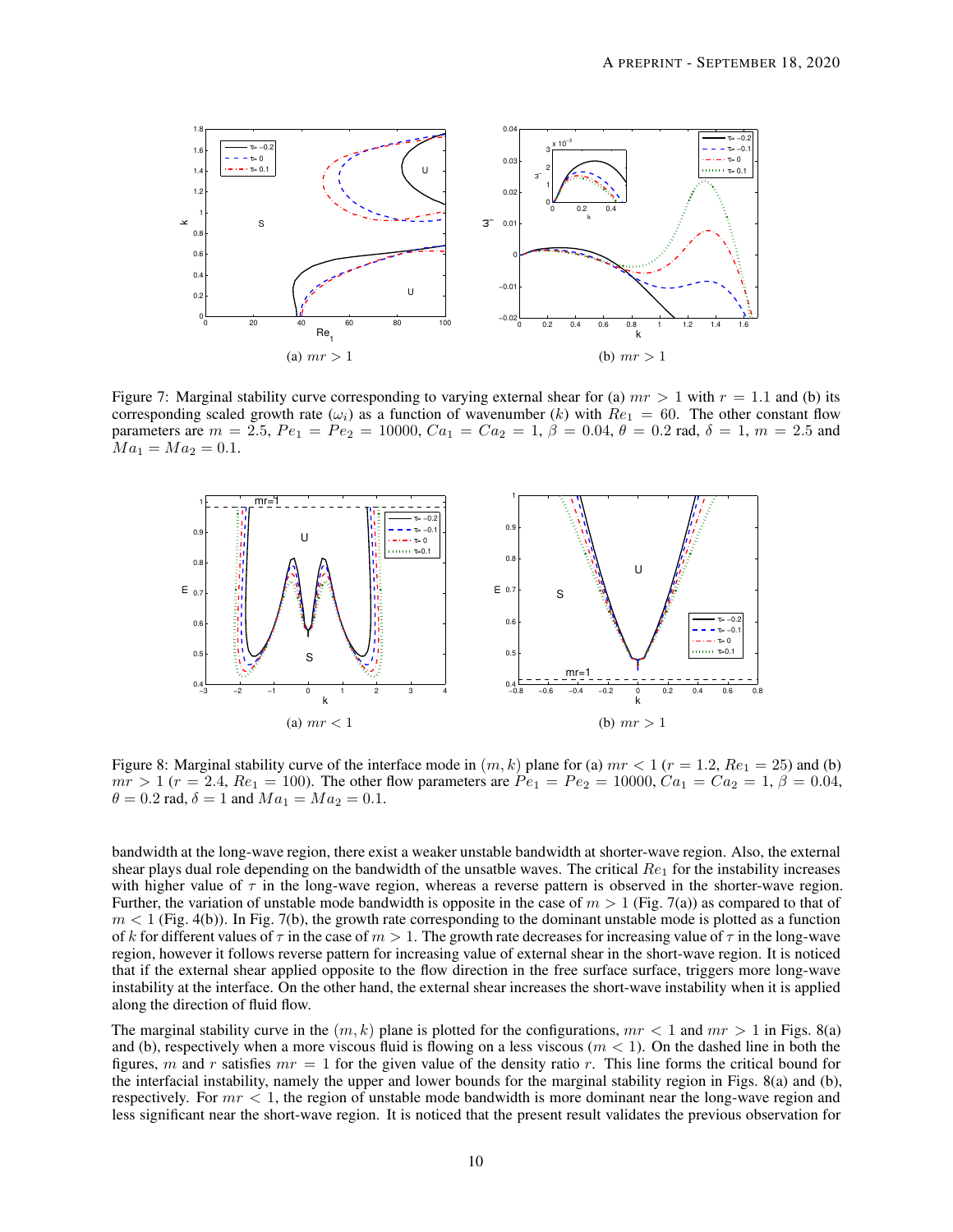Figure 7: Marginal stability curve corresponding to varying external shear for (a) $mr > 1$ with $r = 1.1$ and (b) its corresponding scaled growth rate ($\omega_i$) as a function of wavenumber ($k$) with $Re_1 = 60$. The other constant flow parameters are $m = 2.5$, $Pe_1 = Pe_2 = 10000$, $Ca_1 = Ca_2 = 1$, $\beta = 0.04$, $\theta = 0.2$ rad, $\delta = 1$, $m = 2.5$ and $Ma_1 = Ma_2 = 0.1$.

Figure 8: Marginal stability curve of the interface mode in $(m, k)$ plane for (a) $mr < 1$ ($r = 1.2$, $Re_1 = 25$) and (b) $mr > 1$ ($r = 2.4$, $Re_1 = 100$). The other flow parameters are $Pe_1 = Pe_2 = 10000$, $Ca_1 = Ca_2 = 1$, $\beta = 0.04$, $\theta = 0.2$ rad, $\delta = 1$ and $Ma_1 = Ma_2 = 0.1$.

bandwidth at the long-wave region, there exist a weaker unstable bandwidth at shorter-wave region. Also, the external shear plays dual role depending on the bandwidth of the unsatble waves. The critical $Re_1$ for the instability increases with higher value of $\tau$ in the long-wave region, whereas a reverse pattern is observed in the shorter-wave region. Further, the variation of unstable mode bandwidth is opposite in the case of $m > 1$ (Fig. 7(a)) as compared to that of $m < 1$ (Fig. 4(b)). In Fig. 7(b), the growth rate corresponding to the dominant unstable mode is plotted as a function of $k$ for different values of $\tau$ in the case of $m > 1$. The growth rate decreases for increasing value of $\tau$ in the long-wave region, however it follows reverse pattern for increasing value of external shear in the short-wave region. It is noticed that if the external shear applied opposite to the flow direction in the free surface surface, triggers more long-wave instability at the interface. On the other hand, the external shear increases the short-wave instability when it is applied along the direction of fluid flow.

The marginal stability curve in the $(m, k)$ plane is plotted for the configurations, $mr < 1$ and $mr > 1$ in Figs. 8(a) and (b), respectively when a more viscous fluid is flowing on a less viscous ($m < 1$). On the dashed line in both the figures, $m$ and $r$ satisfies $mr = 1$ for the given value of the density ratio $r$. This line forms the critical bound for the interfacial instability, namely the upper and lower bounds for the marginal stability region in Figs. 8(a) and (b), respectively. For $mr < 1$, the region of unstable mode bandwidth is more dominant near the long-wave region and less significant near the short-wave region. It is noticed that the present result validates the previous observation for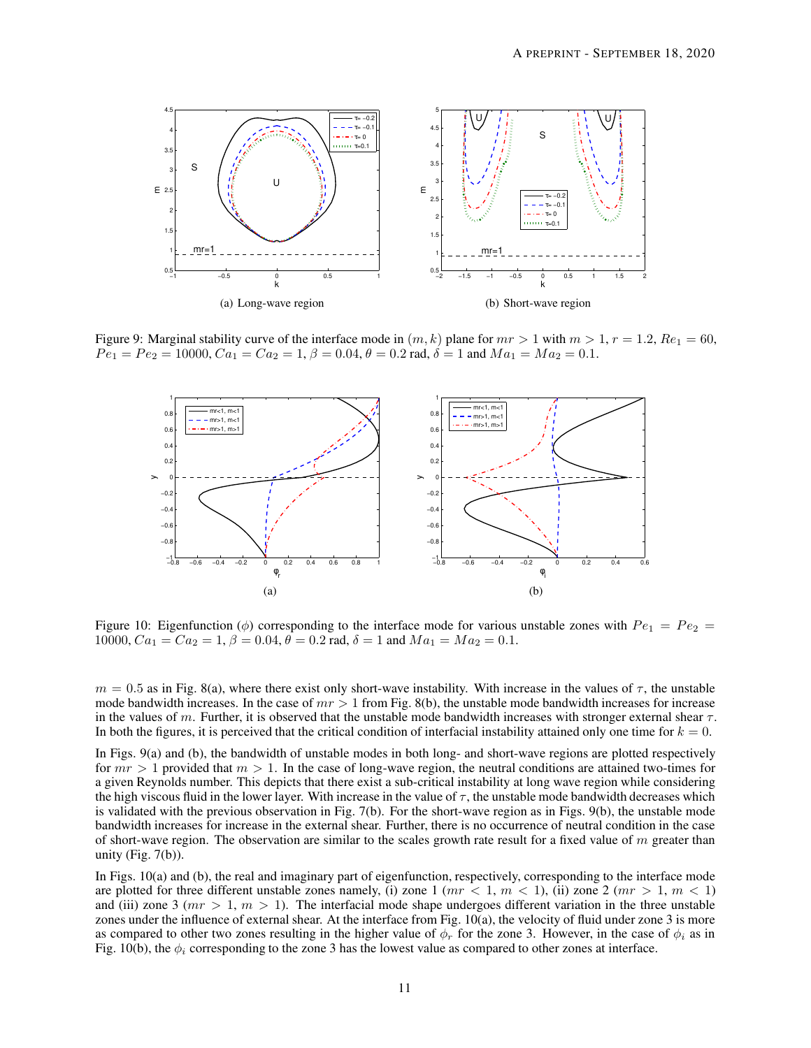(a) Long-wave region

(b) Short-wave region

Figure 9: Marginal stability curve of the interface mode in $(m, k)$ plane for $mr > 1$ with $m > 1$, $r = 1.2$, $Re_1 = 60$, $Pe_1 = Pe_2 = 10000$, $Ca_1 = Ca_2 = 1$, $\beta = 0.04$, $\theta = 0.2$ rad, $\delta = 1$ and $Ma_1 = Ma_2 = 0.1$.

(a)

(b)

Figure 10: Eigenfunction ($\phi$) corresponding to the interface mode for various unstable zones with $Pe_1 = Pe_2 = 10000$, $Ca_1 = Ca_2 = 1$, $\beta = 0.04$, $\theta = 0.2$ rad, $\delta = 1$ and $Ma_1 = Ma_2 = 0.1$.

$m = 0.5$ as in Fig. 8(a), where there exist only short-wave instability. With increase in the values of $\tau$, the unstable mode bandwidth increases. In the case of $mr > 1$ from Fig. 8(b), the unstable mode bandwidth increases for increase in the values of $m$. Further, it is observed that the unstable mode bandwidth increases with stronger external shear $\tau$. In both the figures, it is perceived that the critical condition of interfacial instability attained only one time for $k = 0$.

In Figs. 9(a) and (b), the bandwidth of unstable modes in both long- and short-wave regions are plotted respectively for $mr > 1$ provided that $m > 1$. In the case of long-wave region, the neutral conditions are attained two-times for a given Reynolds number. This depicts that there exist a sub-critical instability at long wave region while considering the high viscous fluid in the lower layer. With increase in the value of $\tau$, the unstable mode bandwidth decreases which is validated with the previous observation in Fig. 7(b). For the short-wave region as in Figs. 9(b), the unstable mode bandwidth increases for increase in the external shear. Further, there is no occurrence of neutral condition in the case of short-wave region. The observation are similar to the scales growth rate result for a fixed value of $m$ greater than unity (Fig. 7(b)).

In Figs. 10(a) and (b), the real and imaginary part of eigenfunction, respectively, corresponding to the interface mode are plotted for three different unstable zones namely, (i) zone 1 ($mr < 1$, $m < 1$), (ii) zone 2 ($mr > 1$, $m < 1$) and (iii) zone 3 ($mr > 1$, $m > 1$). The interfacial mode shape undergoes different variation in the three unstable zones under the influence of external shear. At the interface from Fig. 10(a), the velocity of fluid under zone 3 is more as compared to other two zones resulting in the higher value of $\phi_r$ for the zone 3. However, in the case of $\phi_i$ as in Fig. 10(b), the $\phi_i$ corresponding to the zone 3 has the lowest value as compared to other zones at interface.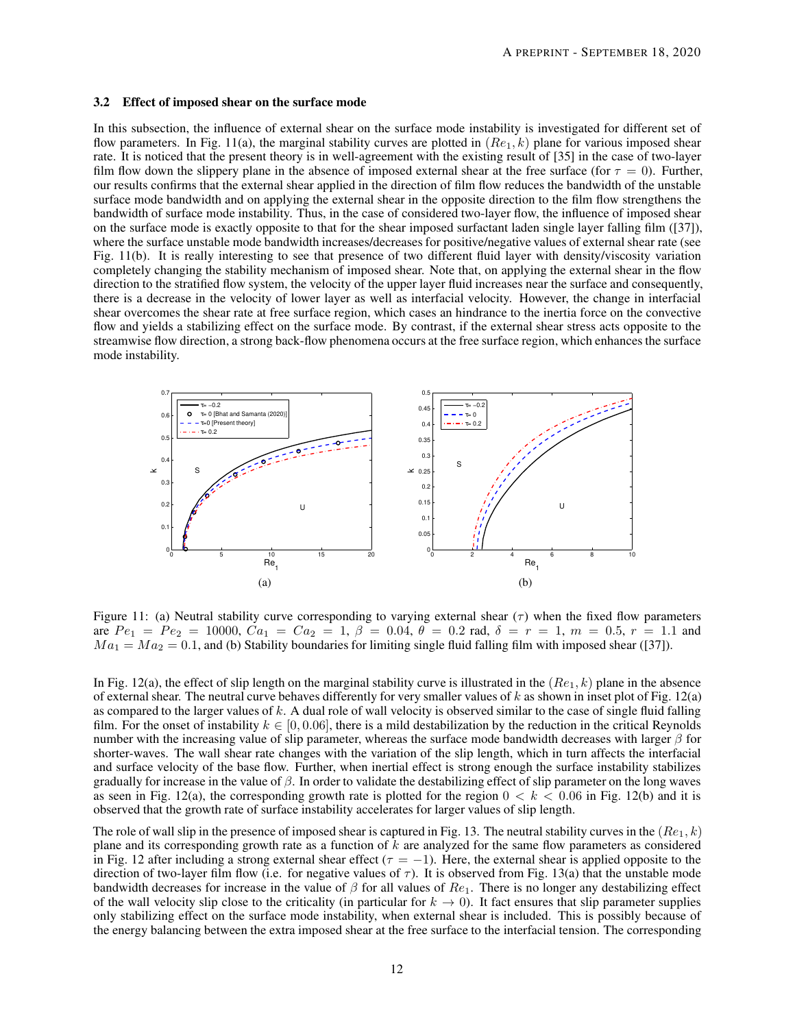### 3.2 Effect of imposed shear on the surface mode

In this subsection, the influence of external shear on the surface mode instability is investigated for different set of flow parameters. In Fig. 11(a), the marginal stability curves are plotted in $(Re_1, k)$ plane for various imposed shear rate. It is noticed that the present theory is in well-agreement with the existing result of [35] in the case of two-layer film flow down the slippery plane in the absence of imposed external shear at the free surface (for $\tau = 0$). Further, our results confirms that the external shear applied in the direction of film flow reduces the bandwidth of the unstable surface mode bandwidth and on applying the external shear in the opposite direction to the film flow strengthens the bandwidth of surface mode instability. Thus, in the case of considered two-layer flow, the influence of imposed shear on the surface mode is exactly opposite to that for the shear imposed surfactant laden single layer falling film ([37]), where the surface unstable mode bandwidth increases/decreases for positive/negative values of external shear rate (see Fig. 11(b). It is really interesting to see that presence of two different fluid layer with density/viscosity variation completely changing the stability mechanism of imposed shear. Note that, on applying the external shear in the flow direction to the stratified flow system, the velocity of the upper layer fluid increases near the surface and consequently, there is a decrease in the velocity of lower layer as well as interfacial velocity. However, the change in interfacial shear overcomes the shear rate at free surface region, which cases an hindrance to the inertia force on the convective flow and yields a stabilizing effect on the surface mode. By contrast, if the external shear stress acts opposite to the streamwise flow direction, a strong back-flow phenomena occurs at the free surface region, which enhances the surface mode instability.

Figure 11: (a) Neutral stability curve corresponding to varying external shear ($\tau$) when the fixed flow parameters are $Pe_1 = Pe_2 = 10000$, $Ca_1 = Ca_2 = 1$, $\beta = 0.04$, $\theta = 0.2$ rad, $\delta = r = 1$, $m = 0.5$, $r = 1.1$ and $Ma_1 = Ma_2 = 0.1$, and (b) Stability boundaries for limiting single fluid falling film with imposed shear ([37]).

In Fig. 12(a), the effect of slip length on the marginal stability curve is illustrated in the $(Re_1, k)$ plane in the absence of external shear. The neutral curve behaves differently for very smaller values of $k$ as shown in inset plot of Fig. 12(a) as compared to the larger values of $k$. A dual role of wall velocity is observed similar to the case of single fluid falling film. For the onset of instability $k \in [0, 0.06]$, there is a mild destabilization by the reduction in the critical Reynolds number with the increasing value of slip parameter, whereas the surface mode bandwidth decreases with larger $\beta$ for shorter-waves. The wall shear rate changes with the variation of the slip length, which in turn affects the interfacial and surface velocity of the base flow. Further, when inertial effect is strong enough the surface instability stabilizes gradually for increase in the value of $\beta$. In order to validate the destabilizing effect of slip parameter on the long waves as seen in Fig. 12(a), the corresponding growth rate is plotted for the region $0 < k < 0.06$ in Fig. 12(b) and it is observed that the growth rate of surface instability accelerates for larger values of slip length.

The role of wall slip in the presence of imposed shear is captured in Fig. 13. The neutral stability curves in the $(Re_1, k)$ plane and its corresponding growth rate as a function of $k$ are analyzed for the same flow parameters as considered in Fig. 12 after including a strong external shear effect ($\tau = -1$). Here, the external shear is applied opposite to the direction of two-layer film flow (i.e. for negative values of $\tau$). It is observed from Fig. 13(a) that the unstable mode bandwidth decreases for increase in the value of $\beta$ for all values of $Re_1$. There is no longer any destabilizing effect of the wall velocity slip close to the criticality (in particular for $k \to 0$). It fact ensures that slip parameter supplies only stabilizing effect on the surface mode instability, when external shear is included. This is possibly because of the energy balancing between the extra imposed shear at the free surface to the interfacial tension. The corresponding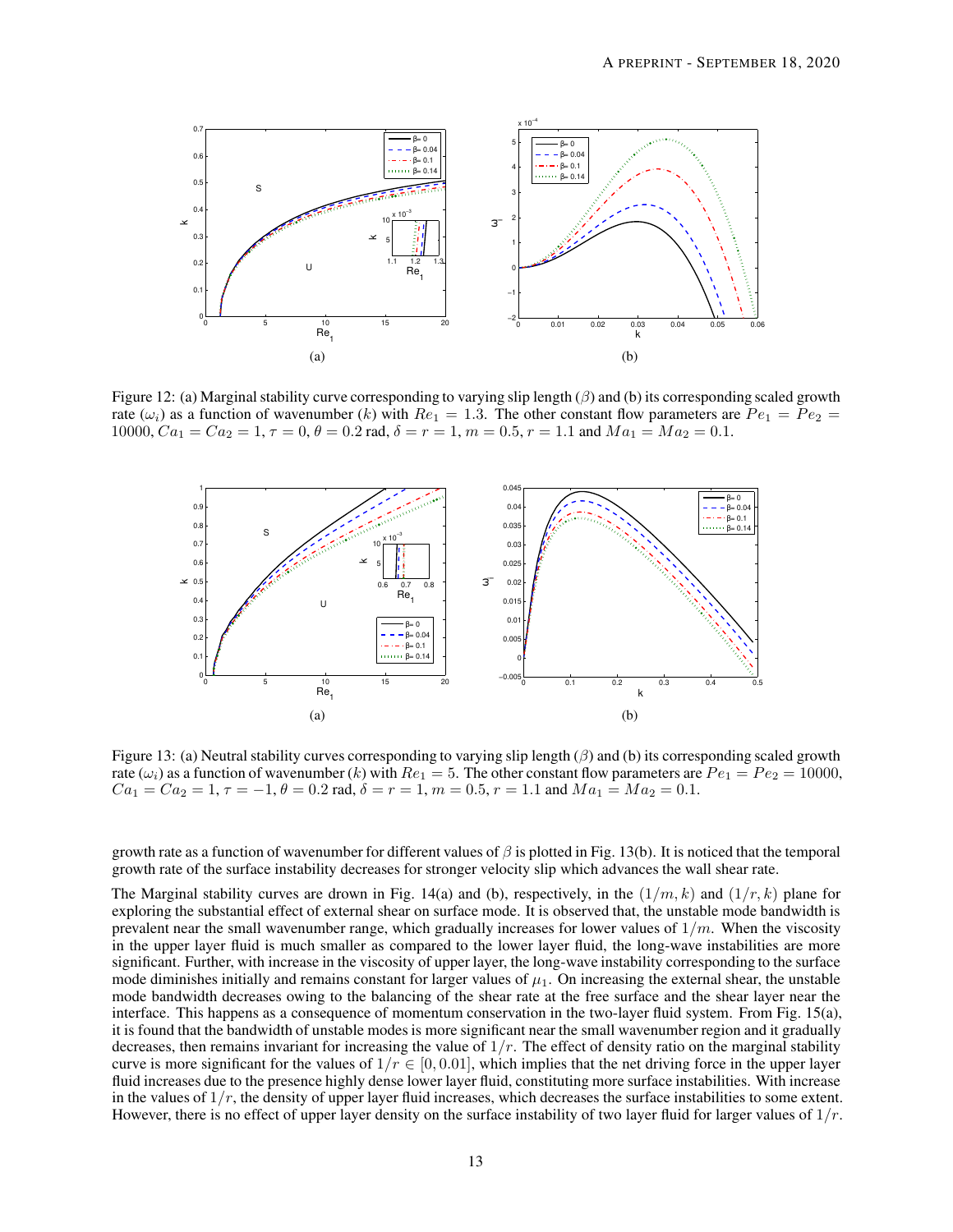Figure 12: (a) Marginal stability curve corresponding to varying slip length ($\beta$) and (b) its corresponding scaled growth rate ($\omega_i$) as a function of wavenumber ($k$) with $Re_1 = 1.3$. The other constant flow parameters are $Pe_1 = Pe_2 = 10000$, $Ca_1 = Ca_2 = 1$, $\tau = 0$, $\theta = 0.2$ rad, $\delta = r = 1$, $m = 0.5$, $r = 1.1$ and $Ma_1 = Ma_2 = 0.1$.

Figure 13: (a) Neutral stability curves corresponding to varying slip length ($\beta$) and (b) its corresponding scaled growth rate ($\omega_i$) as a function of wavenumber ($k$) with $Re_1 = 5$. The other constant flow parameters are $Pe_1 = Pe_2 = 10000$, $Ca_1 = Ca_2 = 1$, $\tau = -1$, $\theta = 0.2$ rad, $\delta = r = 1$, $m = 0.5$, $r = 1.1$ and $Ma_1 = Ma_2 = 0.1$.

growth rate as a function of wavenumber for different values of $\beta$ is plotted in Fig. 13(b). It is noticed that the temporal growth rate of the surface instability decreases for stronger velocity slip which advances the wall shear rate.

The Marginal stability curves are drown in Fig. 14(a) and (b), respectively, in the $(1/m, k)$ and $(1/r, k)$ plane for exploring the substantial effect of external shear on surface mode. It is observed that, the unstable mode bandwidth is prevalent near the small wavenumber range, which gradually increases for lower values of $1/m$. When the viscosity in the upper layer fluid is much smaller as compared to the lower layer fluid, the long-wave instabilities are more significant. Further, with increase in the viscosity of upper layer, the long-wave instability corresponding to the surface mode diminishes initially and remains constant for larger values of $\mu_1$. On increasing the external shear, the unstable mode bandwidth decreases owing to the balancing of the shear rate at the free surface and the shear layer near the interface. This happens as a consequence of momentum conservation in the two-layer fluid system. From Fig. 15(a), it is found that the bandwidth of unstable modes is more significant near the small wavenumber region and it gradually decreases, then remains invariant for increasing the value of $1/r$. The effect of density ratio on the marginal stability curve is more significant for the values of $1/r \in [0, 0.01]$, which implies that the net driving force in the upper layer fluid increases due to the presence highly dense lower layer fluid, constituting more surface instabilities. With increase in the values of $1/r$, the density of upper layer fluid increases, which decreases the surface instabilities to some extent. However, there is no effect of upper layer density on the surface instability of two layer fluid for larger values of $1/r$.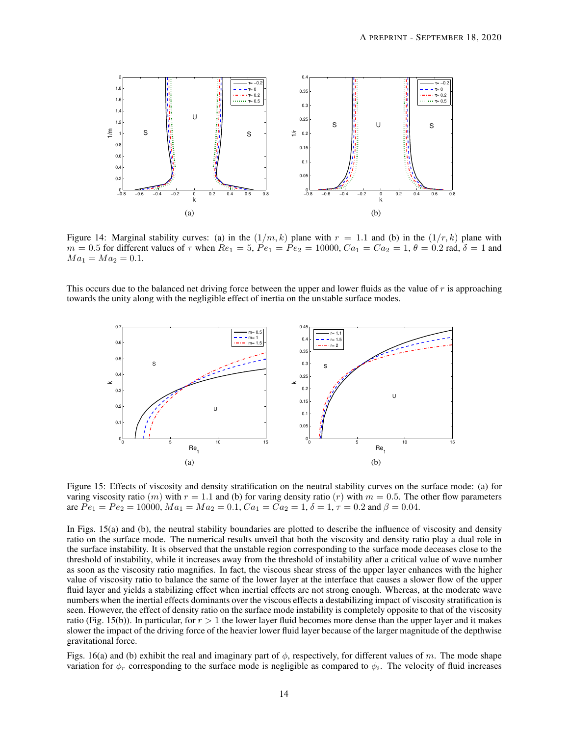Figure 14: Marginal stability curves: (a) in the $(1/m, k)$ plane with $r = 1.1$ and (b) in the $(1/r, k)$ plane with $m = 0.5$ for different values of $\tau$ when $Re_1 = 5$, $Pe_1 = Pe_2 = 10000$, $Ca_1 = Ca_2 = 1$, $\theta = 0.2$ rad, $\delta = 1$ and $Ma_1 = Ma_2 = 0.1$.

This occurs due to the balanced net driving force between the upper and lower fluids as the value of $r$ is approaching towards the unity along with the negligible effect of inertia on the unstable surface modes.

Figure 15: Effects of viscosity and density stratification on the neutral stability curves on the surface mode: (a) for varing viscosity ratio $(m)$ with $r = 1.1$ and (b) for varing density ratio $(r)$ with $m = 0.5$. The other flow parameters are $Pe_1 = Pe_2 = 10000$, $Ma_1 = Ma_2 = 0.1$, $Ca_1 = Ca_2 = 1$, $\delta = 1$, $\tau = 0.2$ and $\beta = 0.04$.

In Figs. 15(a) and (b), the neutral stability boundaries are plotted to describe the influence of viscosity and density ratio on the surface mode. The numerical results unveil that both the viscosity and density ratio play a dual role in the surface instability. It is observed that the unstable region corresponding to the surface mode deceases close to the threshold of instability, while it increases away from the threshold of instability after a critical value of wave number as soon as the viscosity ratio magnifies. In fact, the viscous shear stress of the upper layer enhances with the higher value of viscosity ratio to balance the same of the lower layer at the interface that causes a slower flow of the upper fluid layer and yields a stabilizing effect when inertial effects are not strong enough. Whereas, at the moderate wave numbers when the inertial effects dominants over the viscous effects a destabilizing impact of viscosity stratification is seen. However, the effect of density ratio on the surface mode instability is completely opposite to that of the viscosity ratio (Fig. 15(b)). In particular, for $r > 1$ the lower layer fluid becomes more dense than the upper layer and it makes slower the impact of the driving force of the heavier lower fluid layer because of the larger magnitude of the depthwise gravitational force.

Figs. 16(a) and (b) exhibit the real and imaginary part of $\phi$, respectively, for different values of $m$. The mode shape variation for $\phi_r$ corresponding to the surface mode is negligible as compared to $\phi_i$. The velocity of fluid increases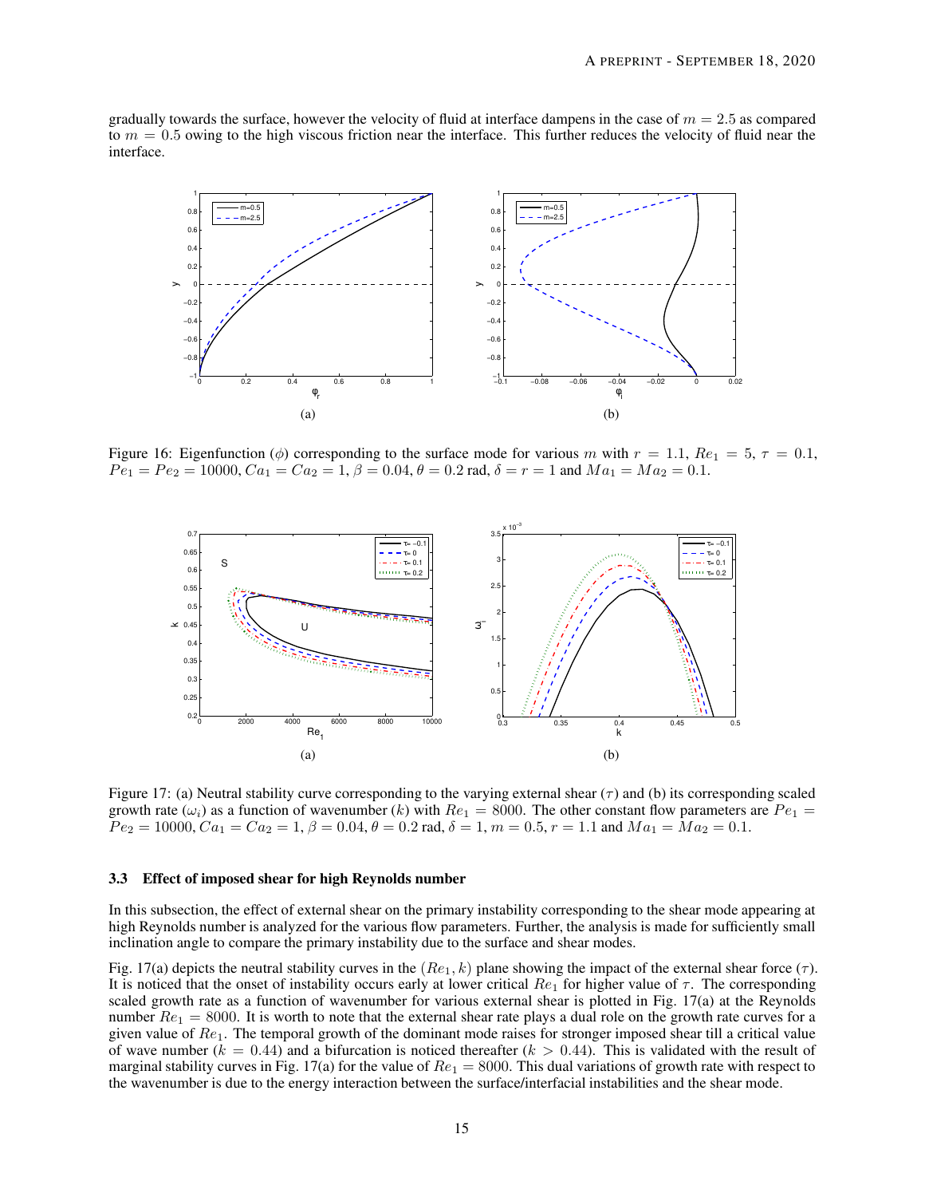gradually towards the surface, however the velocity of fluid at interface dampens in the case of $m = 2.5$ as compared to $m = 0.5$ owing to the high viscous friction near the interface. This further reduces the velocity of fluid near the interface.

Figure 16: Eigenfunction ($\phi$) corresponding to the surface mode for various $m$ with $r = 1.1$, $Re_1 = 5$, $\tau = 0.1$, $Pe_1 = Pe_2 = 10000$, $Ca_1 = Ca_2 = 1$, $\beta = 0.04$, $\theta = 0.2$ rad, $\delta = r = 1$ and $Ma_1 = Ma_2 = 0.1$.

Figure 17: (a) Neutral stability curve corresponding to the varying external shear ($\tau$) and (b) its corresponding scaled growth rate ($\omega_i$) as a function of wavenumber ($k$) with $Re_1 = 8000$. The other constant flow parameters are $Pe_1 = Pe_2 = 10000$, $Ca_1 = Ca_2 = 1$, $\beta = 0.04$, $\theta = 0.2$ rad, $\delta = 1$, $m = 0.5$, $r = 1.1$ and $Ma_1 = Ma_2 = 0.1$.

### 3.3 Effect of imposed shear for high Reynolds number

In this subsection, the effect of external shear on the primary instability corresponding to the shear mode appearing at high Reynolds number is analyzed for the various flow parameters. Further, the analysis is made for sufficiently small inclination angle to compare the primary instability due to the surface and shear modes.

Fig. 17(a) depicts the neutral stability curves in the $(Re_1, k)$ plane showing the impact of the external shear force ($\tau$). It is noticed that the onset of instability occurs early at lower critical $Re_1$ for higher value of $\tau$. The corresponding scaled growth rate as a function of wavenumber for various external shear is plotted in Fig. 17(a) at the Reynolds number $Re_1 = 8000$. It is worth to note that the external shear rate plays a dual role on the growth rate curves for a given value of $Re_1$. The temporal growth of the dominant mode raises for stronger imposed shear till a critical value of wave number ($k = 0.44$) and a bifurcation is noticed thereafter ($k > 0.44$). This is validated with the result of marginal stability curves in Fig. 17(a) for the value of $Re_1 = 8000$. This dual variations of growth rate with respect to the wavenumber is due to the energy interaction between the surface/interfacial instabilities and the shear mode.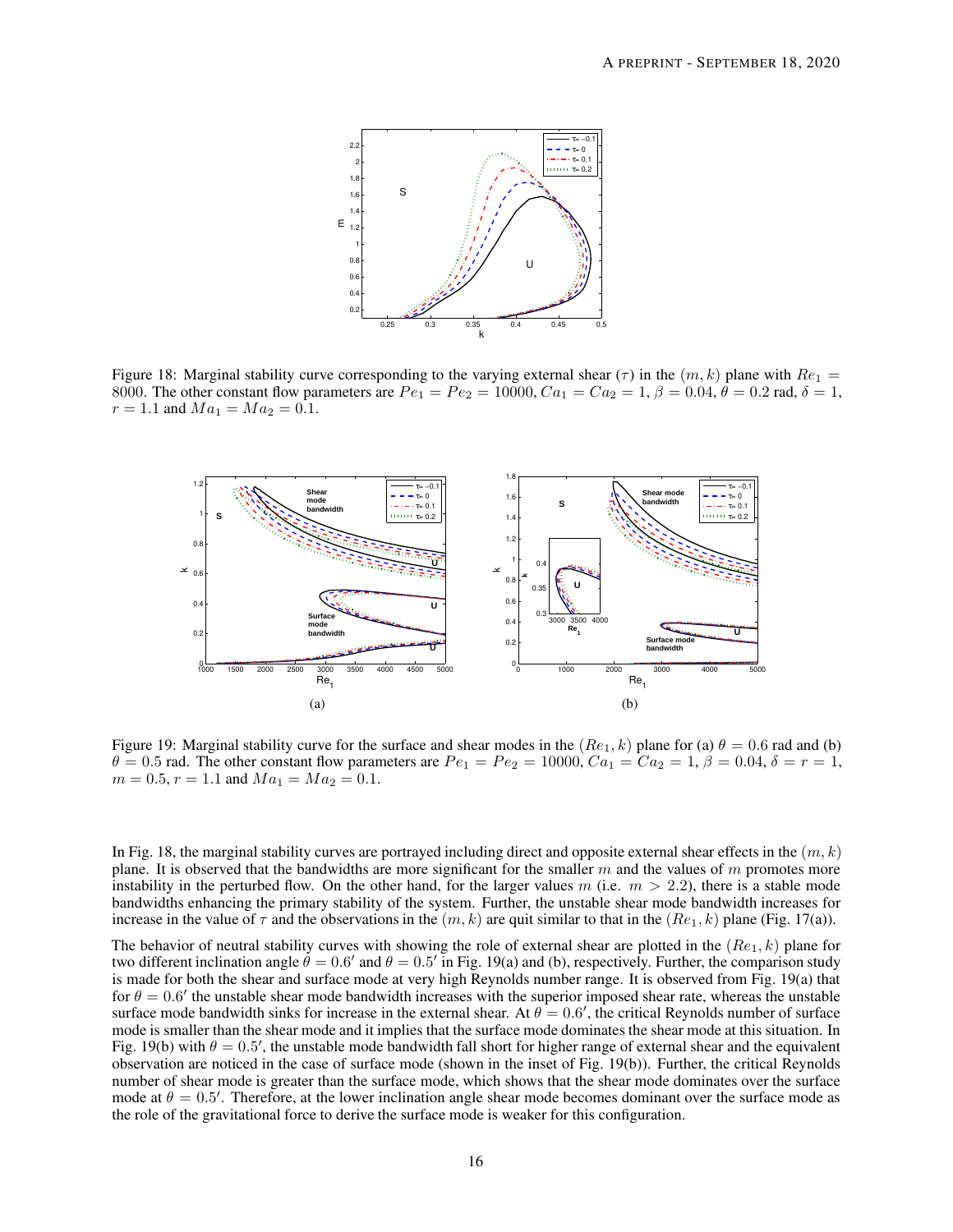Figure 18: Marginal stability curve corresponding to the varying external shear ($\tau$) in the $(m, k)$ plane with $Re_1 = 8000$. The other constant flow parameters are $Pe_1 = Pe_2 = 10000$, $Ca_1 = Ca_2 = 1$, $\beta = 0.04$, $\theta = 0.2$ rad, $\delta = 1$, $r = 1.1$ and $Ma_1 = Ma_2 = 0.1$.

Figure 19: Marginal stability curve for the surface and shear modes in the $(Re_1, k)$ plane for (a) $\theta = 0.6$ rad and (b) $\theta = 0.5$ rad. The other constant flow parameters are $Pe_1 = Pe_2 = 10000$, $Ca_1 = Ca_2 = 1$, $\beta = 0.04$, $\delta = r = 1$, $m = 0.5$, $r = 1.1$ and $Ma_1 = Ma_2 = 0.1$.

In Fig. 18, the marginal stability curves are portrayed including direct and opposite external shear effects in the $(m, k)$ plane. It is observed that the bandwidths are more significant for the smaller $m$ and the values of $m$ promotes more instability in the perturbed flow. On the other hand, for the larger values $m$ (i.e. $m > 2.2$), there is a stable mode bandwidths enhancing the primary stability of the system. Further, the unstable shear mode bandwidth increases for increase in the value of $\tau$ and the observations in the $(m, k)$ are quit similar to that in the $(Re_1, k)$ plane (Fig. 17(a)).

The behavior of neutral stability curves with showing the role of external shear are plotted in the $(Re_1, k)$ plane for two different inclination angle $\theta = 0.6'$ and $\theta = 0.5'$ in Fig. 19(a) and (b), respectively. Further, the comparison study is made for both the shear and surface mode at very high Reynolds number range. It is observed from Fig. 19(a) that for $\theta = 0.6'$ the unstable shear mode bandwidth increases with the superior imposed shear rate, whereas the unstable surface mode bandwidth sinks for increase in the external shear. At $\theta = 0.6'$, the critical Reynolds number of surface mode is smaller than the shear mode and it implies that the surface mode dominates the shear mode at this situation. In Fig. 19(b) with $\theta = 0.5'$, the unstable mode bandwidth fall short for higher range of external shear and the equivalent observation are noticed in the case of surface mode (shown in the inset of Fig. 19(b)). Further, the critical Reynolds number of shear mode is greater than the surface mode, which shows that the shear mode dominates over the surface mode at $\theta = 0.5'$. Therefore, at the lower inclination angle shear mode becomes dominant over the surface mode as the role of the gravitational force to derive the surface mode is weaker for this configuration.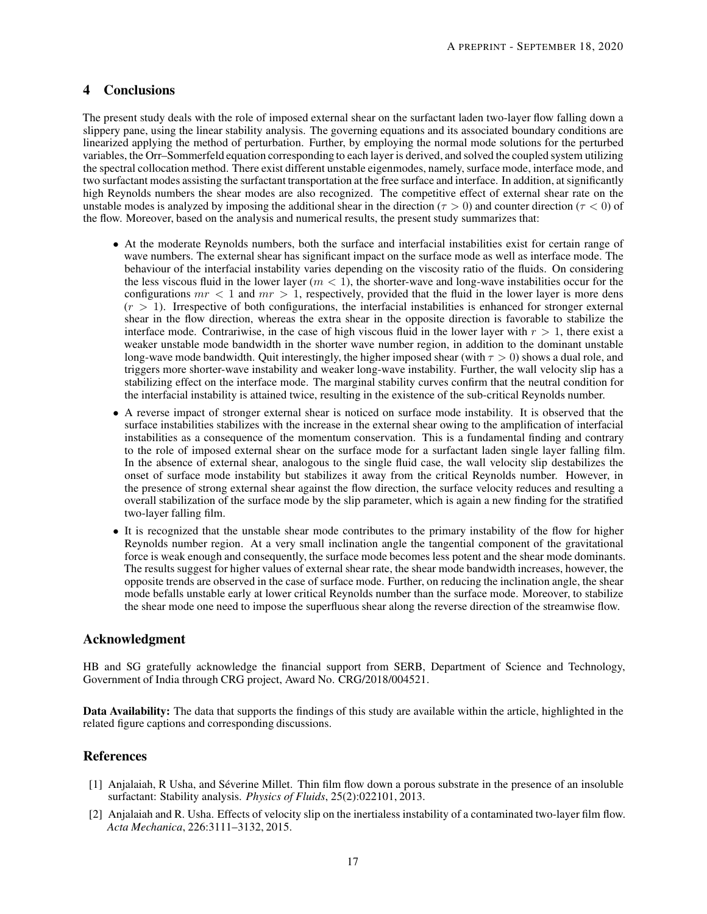## 4 Conclusions

The present study deals with the role of imposed external shear on the surfactant laden two-layer flow falling down a slippery pane, using the linear stability analysis. The governing equations and its associated boundary conditions are linearized applying the method of perturbation. Further, by employing the normal mode solutions for the perturbed variables, the Orr–Sommerfeld equation corresponding to each layer is derived, and solved the coupled system utilizing the spectral collocation method. There exist different unstable eigenmodes, namely, surface mode, interface mode, and two surfactant modes assisting the surfactant transportation at the free surface and interface. In addition, at significantly high Reynolds numbers the shear modes are also recognized. The competitive effect of external shear rate on the unstable modes is analyzed by imposing the additional shear in the direction ($\tau > 0$) and counter direction ($\tau < 0$) of the flow. Moreover, based on the analysis and numerical results, the present study summarizes that:

- At the moderate Reynolds numbers, both the surface and interfacial instabilities exist for certain range of wave numbers. The external shear has significant impact on the surface mode as well as interface mode. The behaviour of the interfacial instability varies depending on the viscosity ratio of the fluids. On considering the less viscous fluid in the lower layer ($m < 1$), the shorter-wave and long-wave instabilities occur for the configurations $mr < 1$ and $mr > 1$, respectively, provided that the fluid in the lower layer is more dens ($r > 1$). Irrespective of both configurations, the interfacial instabilities is enhanced for stronger external shear in the flow direction, whereas the extra shear in the opposite direction is favorable to stabilize the interface mode. Contrariwise, in the case of high viscous fluid in the lower layer with $r > 1$, there exist a weaker unstable mode bandwidth in the shorter wave number region, in addition to the dominant unstable long-wave mode bandwidth. Quit interestingly, the higher imposed shear (with $\tau > 0$) shows a dual role, and triggers more shorter-wave instability and weaker long-wave instability. Further, the wall velocity slip has a stabilizing effect on the interface mode. The marginal stability curves confirm that the neutral condition for the interfacial instability is attained twice, resulting in the existence of the sub-critical Reynolds number.
- A reverse impact of stronger external shear is noticed on surface mode instability. It is observed that the surface instabilities stabilizes with the increase in the external shear owing to the amplification of interfacial instabilities as a consequence of the momentum conservation. This is a fundamental finding and contrary to the role of imposed external shear on the surface mode for a surfactant laden single layer falling film. In the absence of external shear, analogous to the single fluid case, the wall velocity slip destabilizes the onset of surface mode instability but stabilizes it away from the critical Reynolds number. However, in the presence of strong external shear against the flow direction, the surface velocity reduces and resulting a overall stabilization of the surface mode by the slip parameter, which is again a new finding for the stratified two-layer falling film.
- It is recognized that the unstable shear mode contributes to the primary instability of the flow for higher Reynolds number region. At a very small inclination angle the tangential component of the gravitational force is weak enough and consequently, the surface mode becomes less potent and the shear mode dominants. The results suggest for higher values of external shear rate, the shear mode bandwidth increases, however, the opposite trends are observed in the case of surface mode. Further, on reducing the inclination angle, the shear mode befalls unstable early at lower critical Reynolds number than the surface mode. Moreover, to stabilize the shear mode one need to impose the superfluous shear along the reverse direction of the streamwise flow.

## Acknowledgment

HB and SG gratefully acknowledge the financial support from SERB, Department of Science and Technology, Government of India through CRG project, Award No. CRG/2018/004521.

**Data Availability:** The data that supports the findings of this study are available within the article, highlighted in the related figure captions and corresponding discussions.

## References

[1] Anjalaiah, R Usha, and Séverine Millet. Thin film flow down a porous substrate in the presence of an insoluble surfactant: Stability analysis. *Physics of Fluids*, 25(2):022101, 2013.

[2] Anjalaiah and R. Usha. Effects of velocity slip on the inertialess instability of a contaminated two-layer film flow. *Acta Mechanica*, 226:3111–3132, 2015.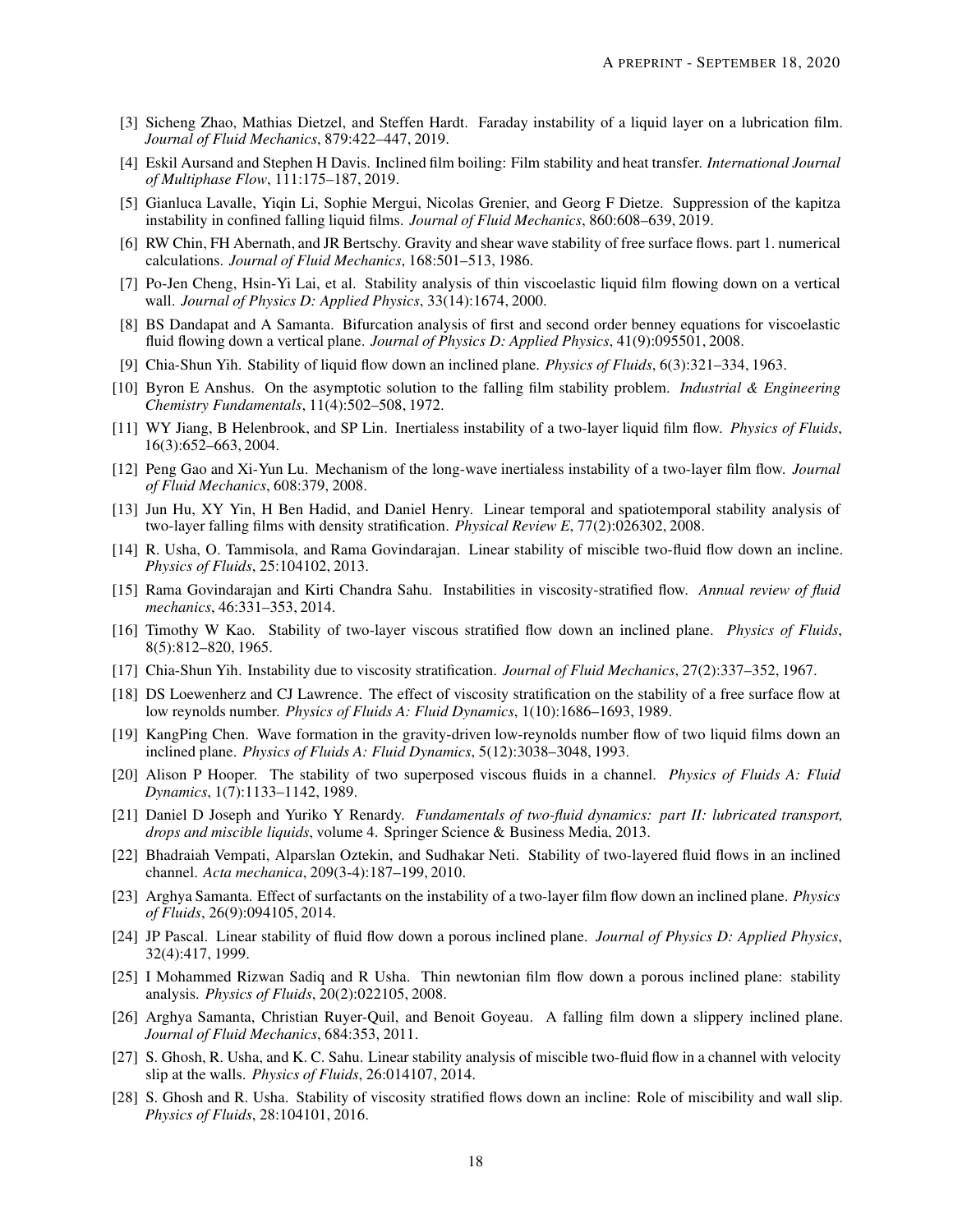[3] Sicheng Zhao, Mathias Dietzel, and Steffen Hardt. Faraday instability of a liquid layer on a lubrication film. *Journal of Fluid Mechanics*, 879:422–447, 2019.

[4] Eskil Aursand and Stephen H Davis. Inclined film boiling: Film stability and heat transfer. *International Journal of Multiphase Flow*, 111:175–187, 2019.

[5] Gianluca Lavalle, Yiqin Li, Sophie Mergui, Nicolas Grenier, and Georg F Dietze. Suppression of the kapitza instability in confined falling liquid films. *Journal of Fluid Mechanics*, 860:608–639, 2019.

[6] RW Chin, FH Abernath, and JR Bertschy. Gravity and shear wave stability of free surface flows. part 1. numerical calculations. *Journal of Fluid Mechanics*, 168:501–513, 1986.

[7] Po-Jen Cheng, Hsin-Yi Lai, et al. Stability analysis of thin viscoelastic liquid film flowing down on a vertical wall. *Journal of Physics D: Applied Physics*, 33(14):1674, 2000.

[8] BS Dandapat and A Samanta. Bifurcation analysis of first and second order benney equations for viscoelastic fluid flowing down a vertical plane. *Journal of Physics D: Applied Physics*, 41(9):095501, 2008.

[9] Chia-Shun Yih. Stability of liquid flow down an inclined plane. *Physics of Fluids*, 6(3):321–334, 1963.

[10] Byron E Anshus. On the asymptotic solution to the falling film stability problem. *Industrial & Engineering Chemistry Fundamentals*, 11(4):502–508, 1972.

[11] WY Jiang, B Helenbrook, and SP Lin. Inertialess instability of a two-layer liquid film flow. *Physics of Fluids*, 16(3):652–663, 2004.

[12] Peng Gao and Xi-Yun Lu. Mechanism of the long-wave inertialess instability of a two-layer film flow. *Journal of Fluid Mechanics*, 608:379, 2008.

[13] Jun Hu, XY Yin, H Ben Hadid, and Daniel Henry. Linear temporal and spatiotemporal stability analysis of two-layer falling films with density stratification. *Physical Review E*, 77(2):026302, 2008.

[14] R. Usha, O. Tammisola, and Rama Govindarajan. Linear stability of miscible two-fluid flow down an incline. *Physics of Fluids*, 25:104102, 2013.

[15] Rama Govindarajan and Kirti Chandra Sahu. Instabilities in viscosity-stratified flow. *Annual review of fluid mechanics*, 46:331–353, 2014.

[16] Timothy W Kao. Stability of two-layer viscous stratified flow down an inclined plane. *Physics of Fluids*, 8(5):812–820, 1965.

[17] Chia-Shun Yih. Instability due to viscosity stratification. *Journal of Fluid Mechanics*, 27(2):337–352, 1967.

[18] DS Loewenherz and CJ Lawrence. The effect of viscosity stratification on the stability of a free surface flow at low reynolds number. *Physics of Fluids A: Fluid Dynamics*, 1(10):1686–1693, 1989.

[19] KangPing Chen. Wave formation in the gravity-driven low-reynolds number flow of two liquid films down an inclined plane. *Physics of Fluids A: Fluid Dynamics*, 5(12):3038–3048, 1993.

[20] Alison P Hooper. The stability of two superposed viscous fluids in a channel. *Physics of Fluids A: Fluid Dynamics*, 1(7):1133–1142, 1989.

[21] Daniel D Joseph and Yuriko Y Renardy. *Fundamentals of two-fluid dynamics: part II: lubricated transport, drops and miscible liquids*, volume 4. Springer Science & Business Media, 2013.

[22] Bhadraiah Vempati, Alparslan Oztekin, and Sudhakar Neti. Stability of two-layered fluid flows in an inclined channel. *Acta mechanica*, 209(3-4):187–199, 2010.

[23] Arghya Samanta. Effect of surfactants on the instability of a two-layer film flow down an inclined plane. *Physics of Fluids*, 26(9):094105, 2014.

[24] JP Pascal. Linear stability of fluid flow down a porous inclined plane. *Journal of Physics D: Applied Physics*, 32(4):417, 1999.

[25] I Mohammed Rizwan Sadiq and R Usha. Thin newtonian film flow down a porous inclined plane: stability analysis. *Physics of Fluids*, 20(2):022105, 2008.

[26] Arghya Samanta, Christian Ruyer-Quil, and Benoit Goyeau. A falling film down a slippery inclined plane. *Journal of Fluid Mechanics*, 684:353, 2011.

[27] S. Ghosh, R. Usha, and K. C. Sahu. Linear stability analysis of miscible two-fluid flow in a channel with velocity slip at the walls. *Physics of Fluids*, 26:014107, 2014.

[28] S. Ghosh and R. Usha. Stability of viscosity stratified flows down an incline: Role of miscibility and wall slip. *Physics of Fluids*, 28:104101, 2016.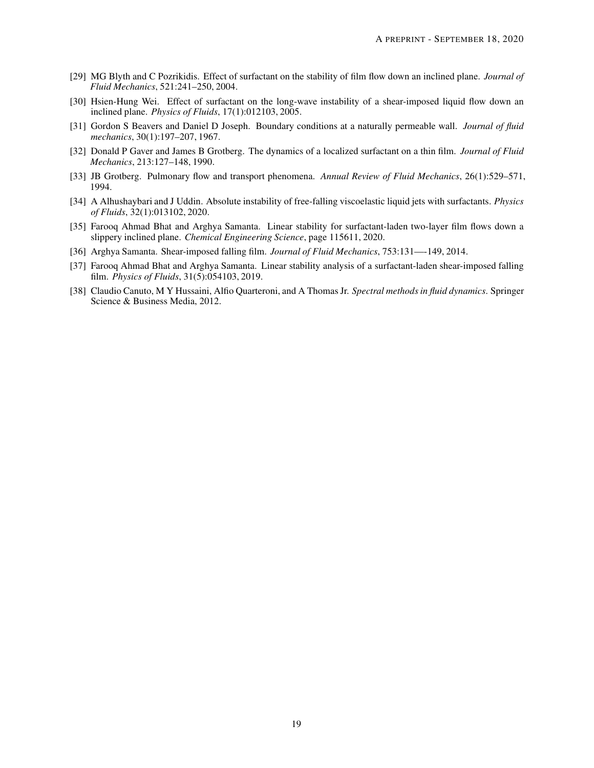[29] MG Blyth and C Pozrikidis. Effect of surfactant on the stability of film flow down an inclined plane. *Journal of Fluid Mechanics*, 521:241–250, 2004.

[30] Hsien-Hung Wei. Effect of surfactant on the long-wave instability of a shear-imposed liquid flow down an inclined plane. *Physics of Fluids*, 17(1):012103, 2005.

[31] Gordon S Beavers and Daniel D Joseph. Boundary conditions at a naturally permeable wall. *Journal of fluid mechanics*, 30(1):197–207, 1967.

[32] Donald P Gaver and James B Grotberg. The dynamics of a localized surfactant on a thin film. *Journal of Fluid Mechanics*, 213:127–148, 1990.

[33] JB Grotberg. Pulmonary flow and transport phenomena. *Annual Review of Fluid Mechanics*, 26(1):529–571, 1994.

[34] A Alhushaybari and J Uddin. Absolute instability of free-falling viscoelastic liquid jets with surfactants. *Physics of Fluids*, 32(1):013102, 2020.

[35] Farooq Ahmad Bhat and Arghya Samanta. Linear stability for surfactant-laden two-layer film flows down a slippery inclined plane. *Chemical Engineering Science*, page 115611, 2020.

[36] Arghya Samanta. Shear-imposed falling film. *Journal of Fluid Mechanics*, 753:131—-149, 2014.

[37] Farooq Ahmad Bhat and Arghya Samanta. Linear stability analysis of a surfactant-laden shear-imposed falling film. *Physics of Fluids*, 31(5):054103, 2019.

[38] Claudio Canuto, M Y Hussaini, Alfio Quarteroni, and A Thomas Jr. *Spectral methods in fluid dynamics*. Springer Science & Business Media, 2012.